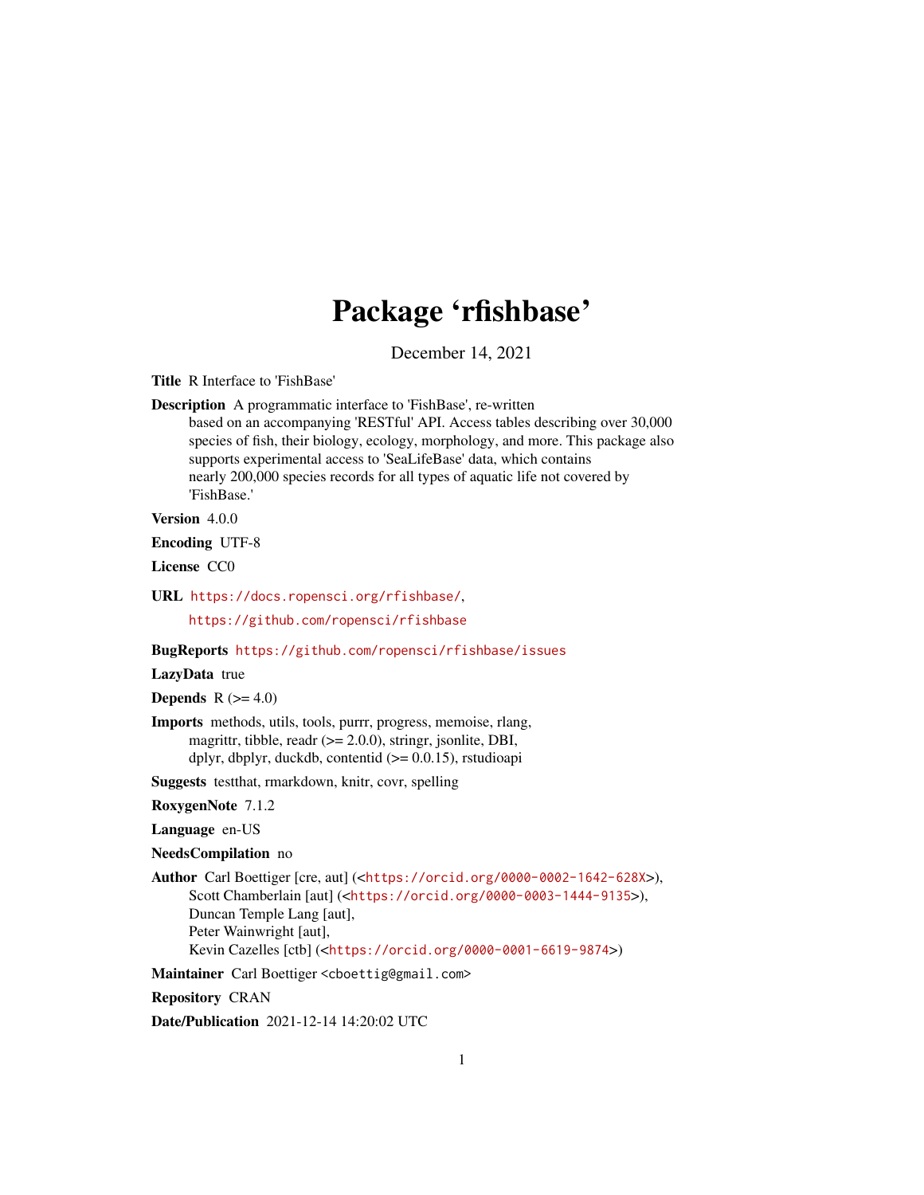# Package 'rfishbase'

December 14, 2021

**Title** R Interface to 'FishBase'

**Description** A programmatic interface to 'FishBase', re-written based on an accompanying 'RESTful' API. Access tables describing over 30,000 species of fish, their biology, ecology, morphology, and more. This package also supports experimental access to 'SeaLifeBase' data, which contains nearly 200,000 species records for all types of aquatic life not covered by 'FishBase.'

**Version** 4.0.0

**Encoding** UTF-8

**License** CC0

**URL** https://docs.ropensci.org/rfishbase/,
https://github.com/ropensci/rfishbase

**BugReports** https://github.com/ropensci/rfishbase/issues

**LazyData** true

**Depends** R (>= 4.0)

**Imports** methods, utils, tools, purrr, progress, memoise, rlang, magrittr, tibble, readr (>= 2.0.0), stringr, jsonlite, DBI, dplyr, dbplyr, duckdb, contentid (>= 0.0.15), rstudioapi

**Suggests** testthat, rmarkdown, knitr, covr, spelling

**RoxygenNote** 7.1.2

**Language** en-US

**NeedsCompilation** no

**Author** Carl Boettiger [cre, aut] (<https://orcid.org/0000-0002-1642-628X>),
Scott Chamberlain [aut] (<https://orcid.org/0000-0003-1444-9135>),
Duncan Temple Lang [aut],
Peter Wainwright [aut],
Kevin Cazelles [ctb] (<https://orcid.org/0000-0001-6619-9874>)

**Maintainer** Carl Boettiger <cboettig@gmail.com>

**Repository** CRAN

**Date/Publication** 2021-12-14 14:20:02 UTC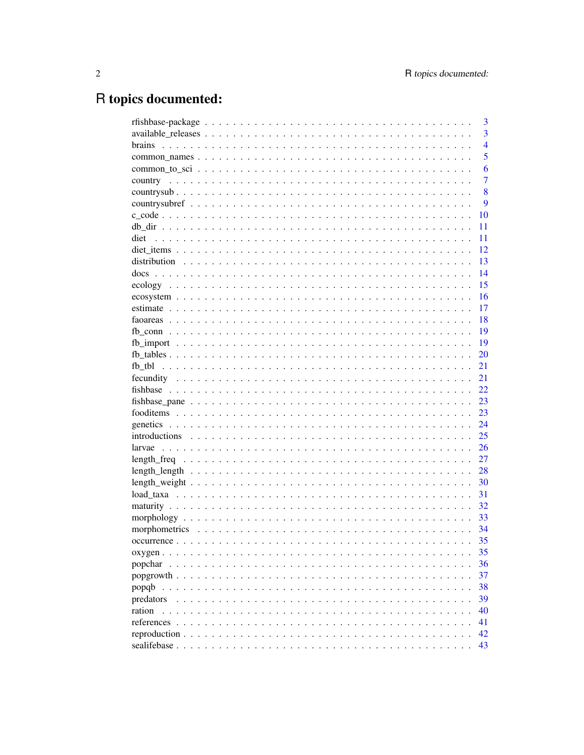# R topics documented:

| | |
|---|---|
| rfishbase-package | 3 |
| available_releases | 3 |
| brains | 4 |
| common_names | 5 |
| common_to_sci | 6 |
| country | 7 |
| countrysub | 8 |
| countrysubref | 9 |
| c_code | 10 |
| db_dir | 11 |
| diet | 11 |
| diet_items | 12 |
| distribution | 13 |
| docs | 14 |
| ecology | 15 |
| ecosystem | 16 |
| estimate | 17 |
| faoareas | 18 |
| fb_conn | 19 |
| fb_import | 19 |
| fb_tables | 20 |
| fb_tbl | 21 |
| fecundity | 21 |
| fishbase | 22 |
| fishbase_pane | 23 |
| fooditems | 23 |
| genetics | 24 |
| introductions | 25 |
| larvae | 26 |
| length_freq | 27 |
| length_length | 28 |
| length_weight | 30 |
| load_taxa | 31 |
| maturity | 32 |
| morphology | 33 |
| morphometrics | 34 |
| occurrence | 35 |
| oxygen | 35 |
| popchar | 36 |
| popgrowth | 37 |
| popqb | 38 |
| predators | 39 |
| ration | 40 |
| references | 41 |
| reproduction | 42 |
| sealifebase | 43 |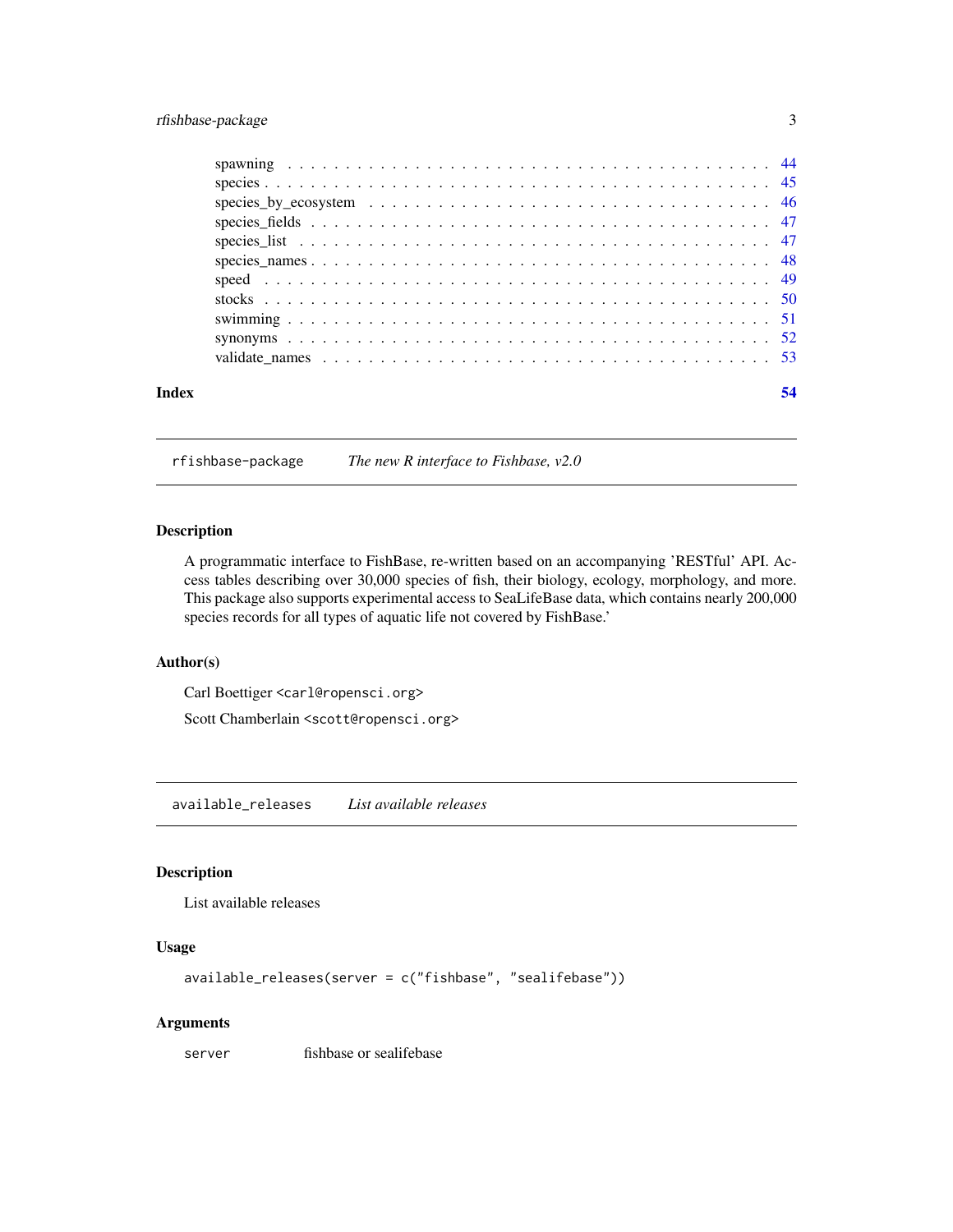| | |
|---|---|
| spawning | 44 |
| species | 45 |
| species_by_ecosystem | 46 |
| species_fields | 47 |
| species_list | 47 |
| species_names | 48 |
| speed | 49 |
| stocks | 50 |
| swimming | 51 |
| synonyms | 52 |
| validate_names | 53 |
| **Index** | **54** |

---

## rfishbase-package — *The new R interface to Fishbase, v2.0*

### Description

A programmatic interface to FishBase, re-written based on an accompanying 'RESTful' API. Access tables describing over 30,000 species of fish, their biology, ecology, morphology, and more. This package also supports experimental access to SeaLifeBase data, which contains nearly 200,000 species records for all types of aquatic life not covered by FishBase.'

### Author(s)

Carl Boettiger <carl@ropensci.org>

Scott Chamberlain <scott@ropensci.org>

---

## available_releases — *List available releases*

### Description

List available releases

### Usage

```
available_releases(server = c("fishbase", "sealifebase"))
```

### Arguments

| | |
|---|---|
| server | fishbase or sealifebase |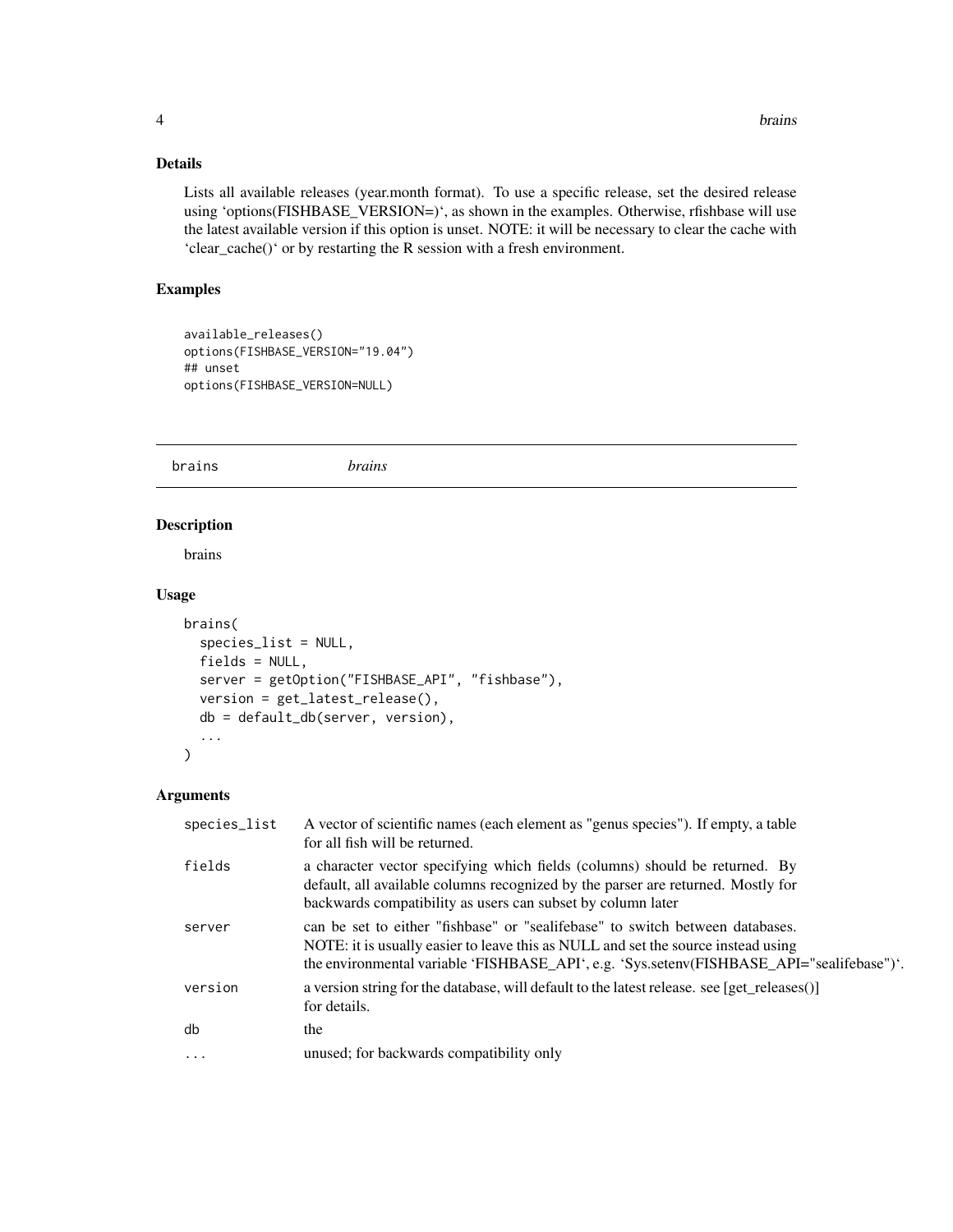## Details

Lists all available releases (year.month format). To use a specific release, set the desired release using 'options(FISHBASE_VERSION=)', as shown in the examples. Otherwise, rfishbase will use the latest available version if this option is unset. NOTE: it will be necessary to clear the cache with 'clear_cache()' or by restarting the R session with a fresh environment.

## Examples

```
available_releases()
options(FISHBASE_VERSION="19.04")
## unset
options(FISHBASE_VERSION=NULL)
```

---

# brains *brains*

---

## Description

brains

## Usage

```
brains(
  species_list = NULL,
  fields = NULL,
  server = getOption("FISHBASE_API", "fishbase"),
  version = get_latest_release(),
  db = default_db(server, version),
  ...
)
```

## Arguments

| | |
|---|---|
| species_list | A vector of scientific names (each element as "genus species"). If empty, a table for all fish will be returned. |
| fields | a character vector specifying which fields (columns) should be returned. By default, all available columns recognized by the parser are returned. Mostly for backwards compatibility as users can subset by column later |
| server | can be set to either "fishbase" or "sealifebase" to switch between databases. NOTE: it is usually easier to leave this as NULL and set the source instead using the environmental variable 'FISHBASE_API', e.g. 'Sys.setenv(FISHBASE_API="sealifebase")'. |
| version | a version string for the database, will default to the latest release. see [get_releases()] for details. |
| db | the |
| ... | unused; for backwards compatibility only |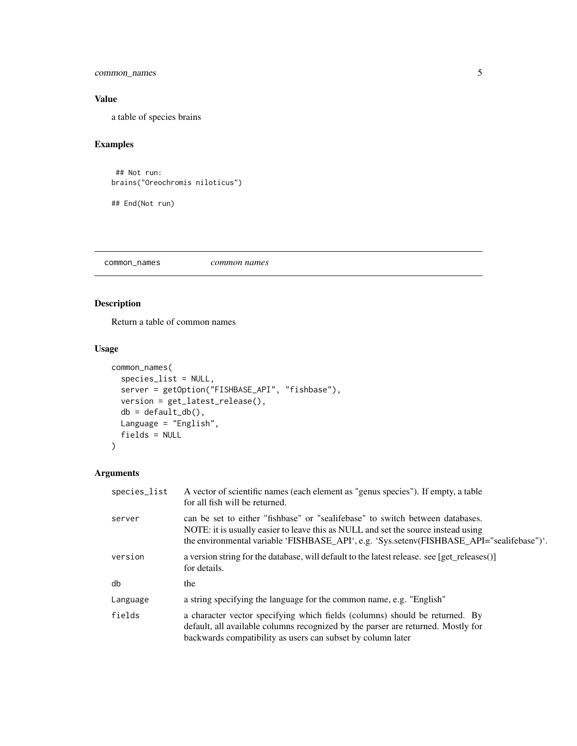### Value

a table of species brains

### Examples

```
 ## Not run:
brains("Oreochromis niloticus")

## End(Not run)
```

---

## common_names *common names*

---

### Description

Return a table of common names

### Usage

```
common_names(
  species_list = NULL,
  server = getOption("FISHBASE_API", "fishbase"),
  version = get_latest_release(),
  db = default_db(),
  Language = "English",
  fields = NULL
)
```

### Arguments

| | |
|---|---|
| species_list | A vector of scientific names (each element as "genus species"). If empty, a table for all fish will be returned. |
| server | can be set to either "fishbase" or "sealifebase" to switch between databases. NOTE: it is usually easier to leave this as NULL and set the source instead using the environmental variable 'FISHBASE_API', e.g. 'Sys.setenv(FISHBASE_API="sealifebase")'. |
| version | a version string for the database, will default to the latest release. see [get_releases()] for details. |
| db | the |
| Language | a string specifying the language for the common name, e.g. "English" |
| fields | a character vector specifying which fields (columns) should be returned. By default, all available columns recognized by the parser are returned. Mostly for backwards compatibility as users can subset by column later |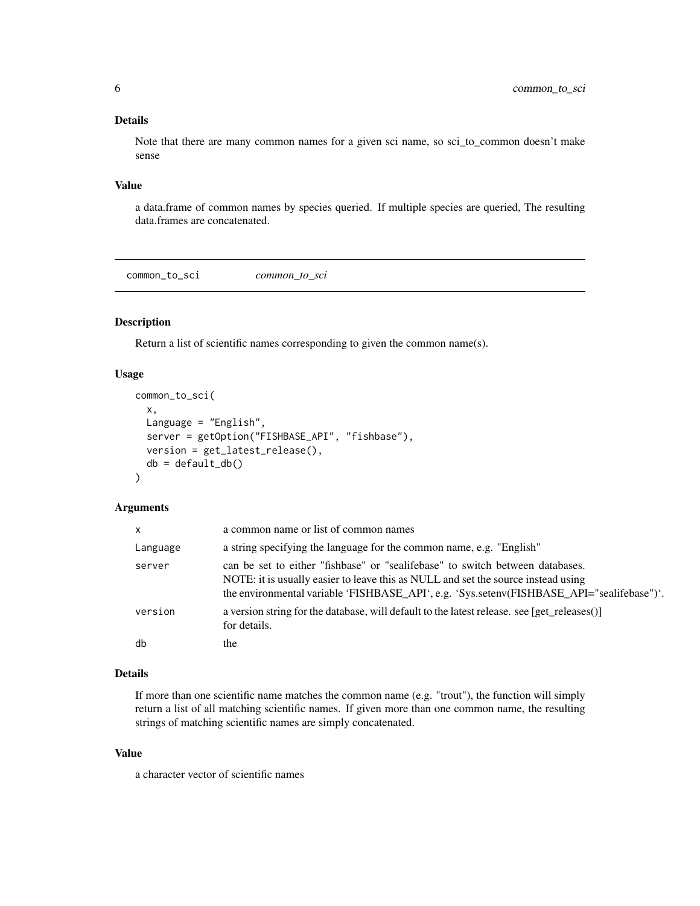### Details

Note that there are many common names for a given sci name, so sci_to_common doesn't make sense

### Value

a data.frame of common names by species queried. If multiple species are queried, The resulting data.frames are concatenated.

---

## common_to_sci — *common_to_sci*

### Description

Return a list of scientific names corresponding to given the common name(s).

### Usage

```
common_to_sci(
  x,
  Language = "English",
  server = getOption("FISHBASE_API", "fishbase"),
  version = get_latest_release(),
  db = default_db()
)
```

### Arguments

| | |
|---|---|
| x | a common name or list of common names |
| Language | a string specifying the language for the common name, e.g. "English" |
| server | can be set to either "fishbase" or "sealifebase" to switch between databases. NOTE: it is usually easier to leave this as NULL and set the source instead using the environmental variable 'FISHBASE_API', e.g. 'Sys.setenv(FISHBASE_API="sealifebase")'. |
| version | a version string for the database, will default to the latest release. see [get_releases()] for details. |
| db | the |

### Details

If more than one scientific name matches the common name (e.g. "trout"), the function will simply return a list of all matching scientific names. If given more than one common name, the resulting strings of matching scientific names are simply concatenated.

### Value

a character vector of scientific names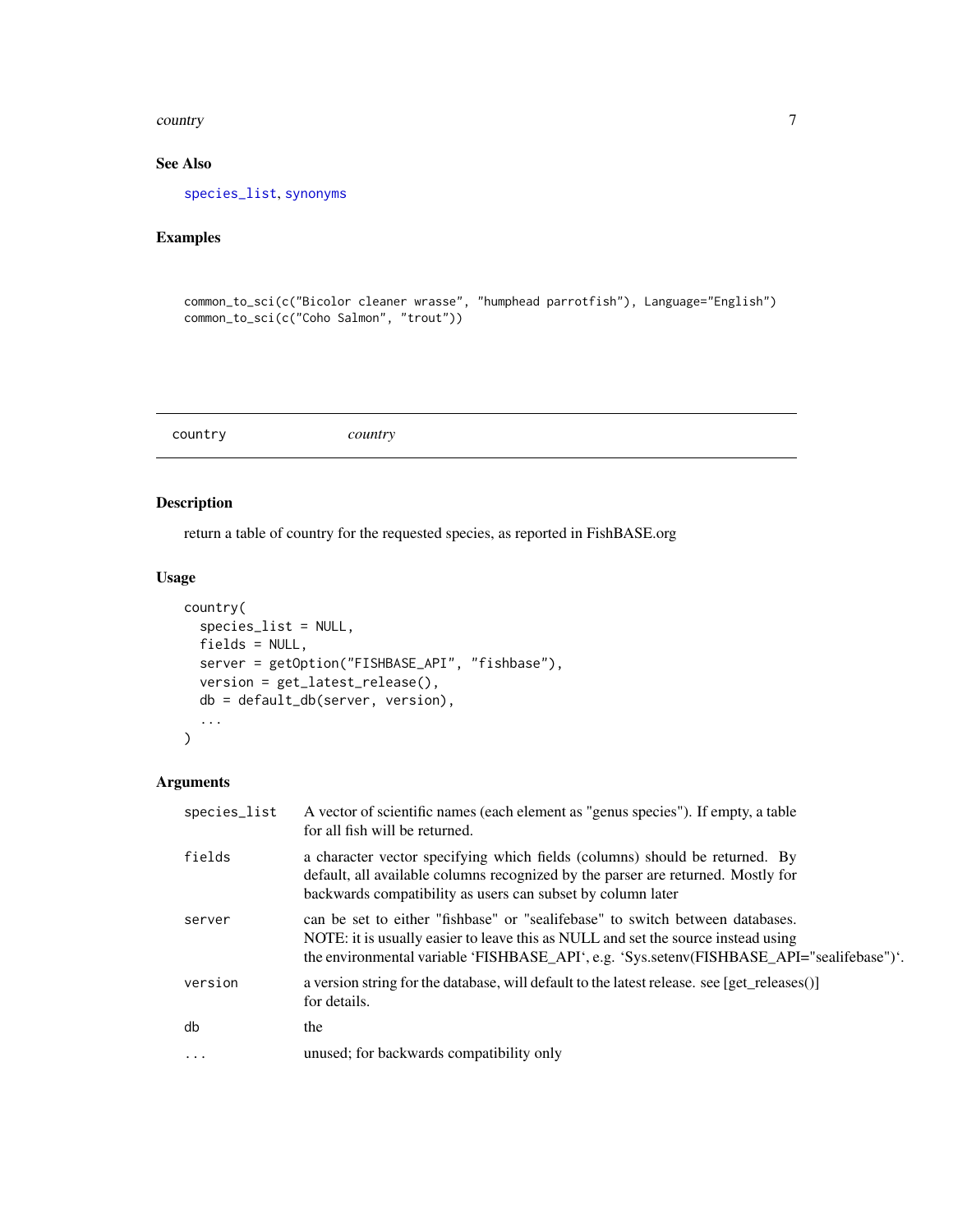## See Also

species_list, synonyms

## Examples

```
common_to_sci(c("Bicolor cleaner wrasse", "humphead parrotfish"), Language="English")
common_to_sci(c("Coho Salmon", "trout"))
```

---

# country *country*

## Description

return a table of country for the requested species, as reported in FishBASE.org

## Usage

```
country(
  species_list = NULL,
  fields = NULL,
  server = getOption("FISHBASE_API", "fishbase"),
  version = get_latest_release(),
  db = default_db(server, version),
  ...
)
```

## Arguments

| | |
|---|---|
| species_list | A vector of scientific names (each element as "genus species"). If empty, a table for all fish will be returned. |
| fields | a character vector specifying which fields (columns) should be returned. By default, all available columns recognized by the parser are returned. Mostly for backwards compatibility as users can subset by column later |
| server | can be set to either "fishbase" or "sealifebase" to switch between databases. NOTE: it is usually easier to leave this as NULL and set the source instead using the environmental variable 'FISHBASE_API', e.g. 'Sys.setenv(FISHBASE_API="sealifebase")'. |
| version | a version string for the database, will default to the latest release. see [get_releases()] for details. |
| db | the |
| ... | unused; for backwards compatibility only |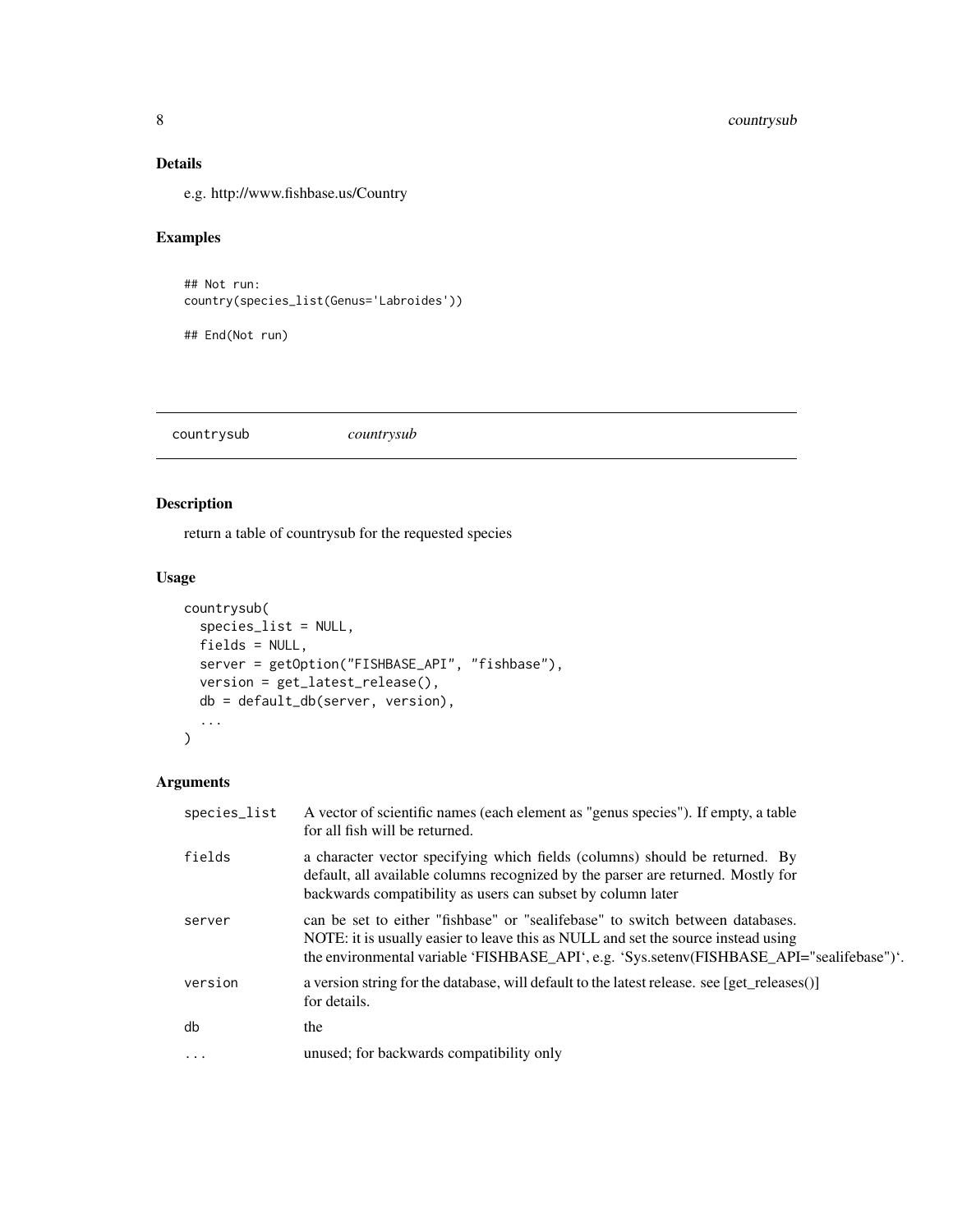### Details

e.g. http://www.fishbase.us/Country

### Examples

```
## Not run:
country(species_list(Genus='Labroides'))

## End(Not run)
```

---

## countrysub *countrysub*

---

### Description

return a table of countrysub for the requested species

### Usage

```
countrysub(
  species_list = NULL,
  fields = NULL,
  server = getOption("FISHBASE_API", "fishbase"),
  version = get_latest_release(),
  db = default_db(server, version),
  ...
)
```

### Arguments

| | |
|---|---|
| species_list | A vector of scientific names (each element as "genus species"). If empty, a table for all fish will be returned. |
| fields | a character vector specifying which fields (columns) should be returned. By default, all available columns recognized by the parser are returned. Mostly for backwards compatibility as users can subset by column later |
| server | can be set to either "fishbase" or "sealifebase" to switch between databases. NOTE: it is usually easier to leave this as NULL and set the source instead using the environmental variable 'FISHBASE_API', e.g. 'Sys.setenv(FISHBASE_API="sealifebase")'. |
| version | a version string for the database, will default to the latest release. see [get_releases()] for details. |
| db | the |
| ... | unused; for backwards compatibility only |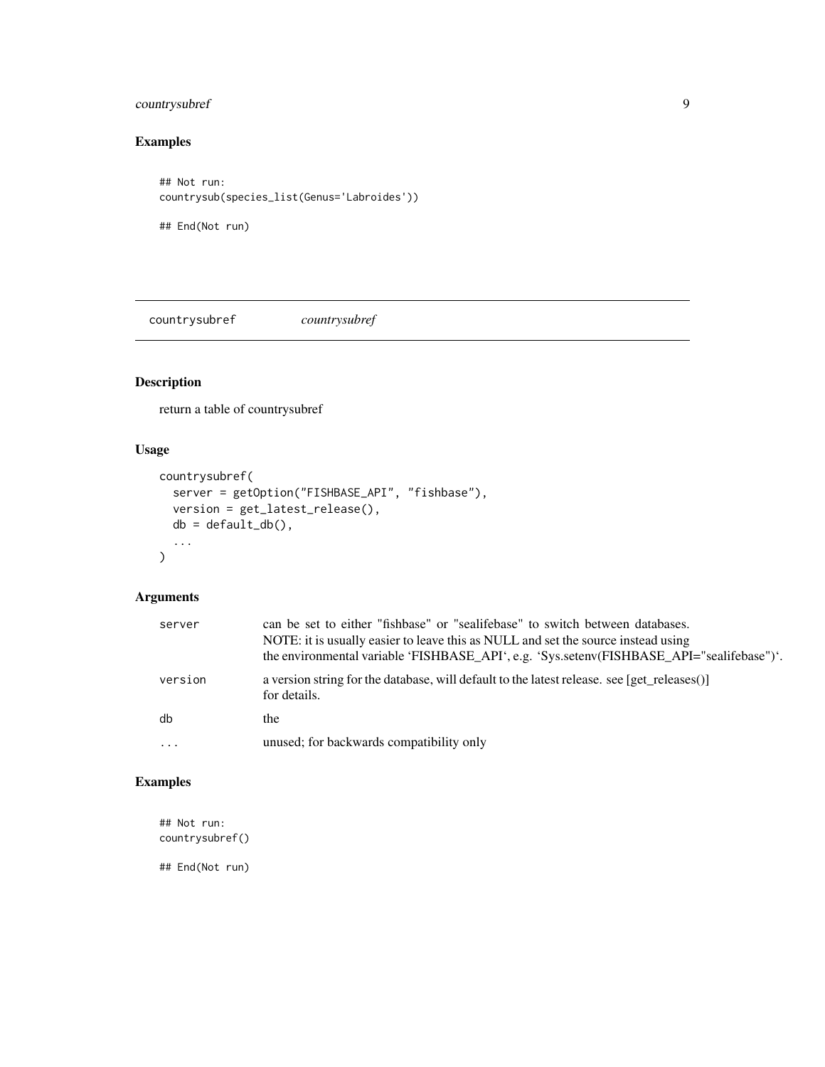## Examples

```
## Not run:
countrysub(species_list(Genus='Labroides'))

## End(Not run)
```

---

# countrysubref *countrysubref*

---

## Description

return a table of countrysubref

## Usage

```
countrysubref(
  server = getOption("FISHBASE_API", "fishbase"),
  version = get_latest_release(),
  db = default_db(),
  ...
)
```

## Arguments

| | |
|---|---|
| server | can be set to either "fishbase" or "sealifebase" to switch between databases. NOTE: it is usually easier to leave this as NULL and set the source instead using the environmental variable 'FISHBASE_API', e.g. 'Sys.setenv(FISHBASE_API="sealifebase")'. |
| version | a version string for the database, will default to the latest release. see [get_releases()] for details. |
| db | the |
| ... | unused; for backwards compatibility only |

## Examples

```
## Not run:
countrysubref()

## End(Not run)
```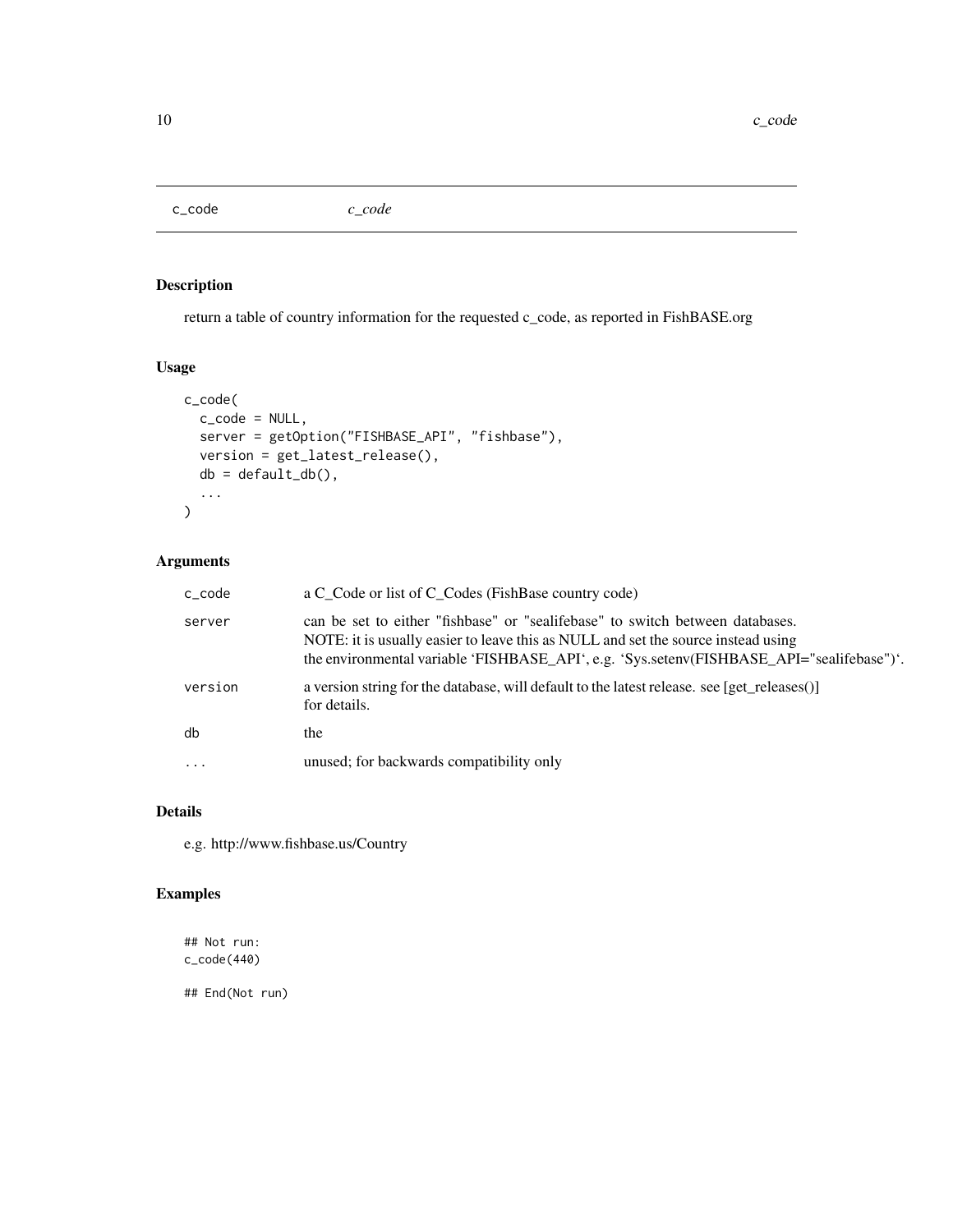# c_code *c_code*

## Description

return a table of country information for the requested c_code, as reported in FishBASE.org

## Usage

```
c_code(
  c_code = NULL,
  server = getOption("FISHBASE_API", "fishbase"),
  version = get_latest_release(),
  db = default_db(),
  ...
)
```

## Arguments

| | |
|---|---|
| c_code | a C_Code or list of C_Codes (FishBase country code) |
| server | can be set to either "fishbase" or "sealifebase" to switch between databases. NOTE: it is usually easier to leave this as NULL and set the source instead using the environmental variable 'FISHBASE_API', e.g. 'Sys.setenv(FISHBASE_API="sealifebase")'. |
| version | a version string for the database, will default to the latest release. see [get_releases()] for details. |
| db | the |
| ... | unused; for backwards compatibility only |

## Details

e.g. http://www.fishbase.us/Country

## Examples

```
## Not run:
c_code(440)

## End(Not run)
```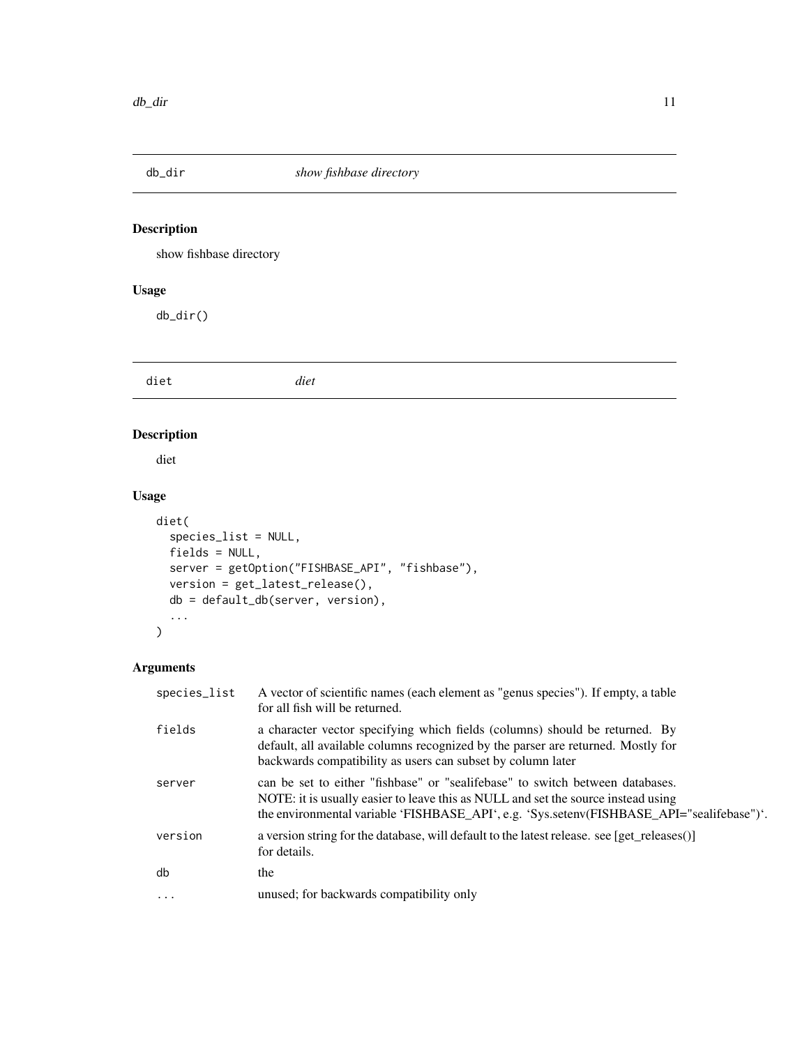## db_dir — *show fishbase directory*

### Description

show fishbase directory

### Usage

```
db_dir()
```

## diet — *diet*

### Description

diet

### Usage

```
diet(
  species_list = NULL,
  fields = NULL,
  server = getOption("FISHBASE_API", "fishbase"),
  version = get_latest_release(),
  db = default_db(server, version),
  ...
)
```

### Arguments

| | |
|---|---|
| species_list | A vector of scientific names (each element as "genus species"). If empty, a table for all fish will be returned. |
| fields | a character vector specifying which fields (columns) should be returned. By default, all available columns recognized by the parser are returned. Mostly for backwards compatibility as users can subset by column later |
| server | can be set to either "fishbase" or "sealifebase" to switch between databases. NOTE: it is usually easier to leave this as NULL and set the source instead using the environmental variable 'FISHBASE_API', e.g. 'Sys.setenv(FISHBASE_API="sealifebase")'. |
| version | a version string for the database, will default to the latest release. see [get_releases()] for details. |
| db | the |
| ... | unused; for backwards compatibility only |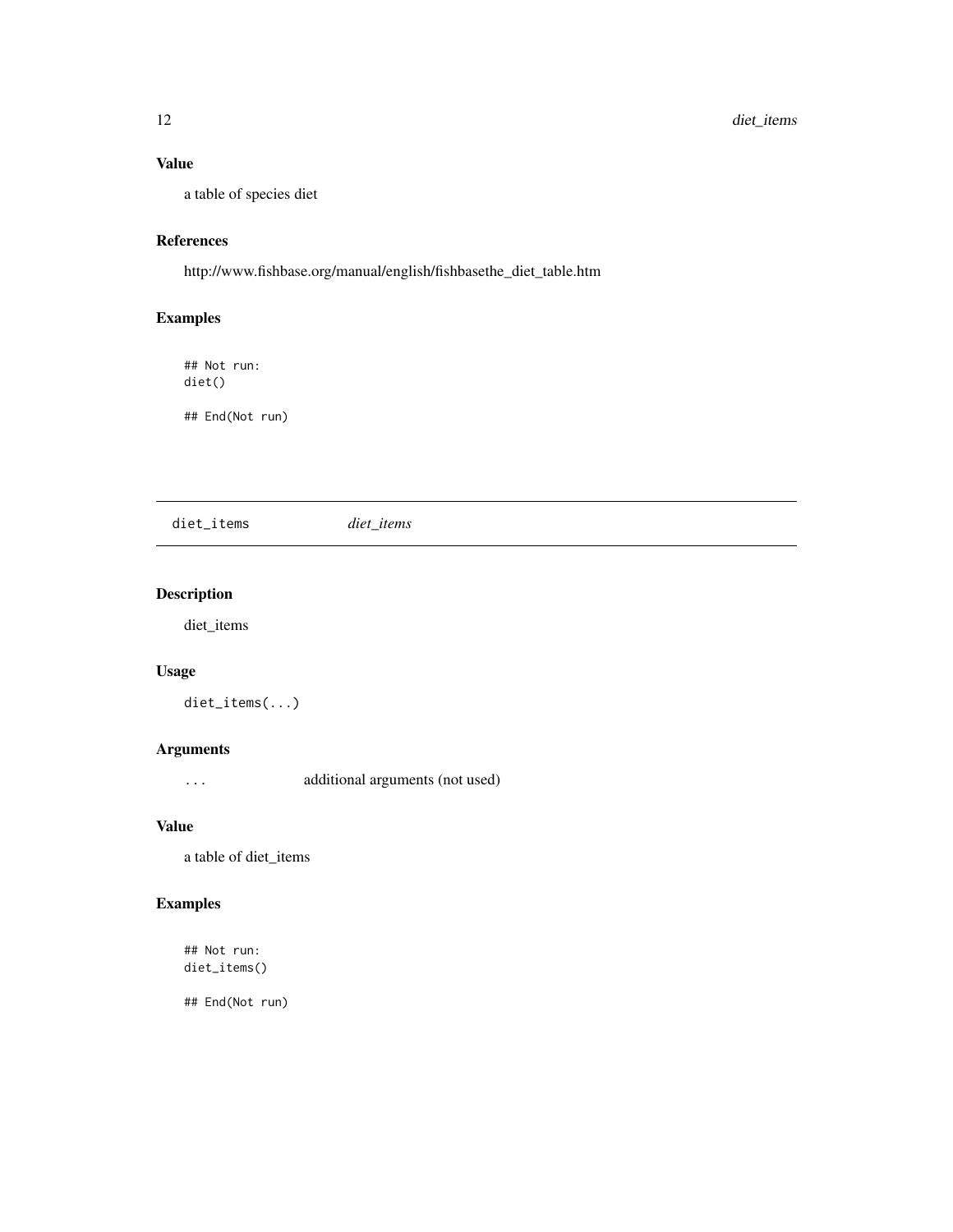### Value

a table of species diet

### References

http://www.fishbase.org/manual/english/fishbasethe_diet_table.htm

### Examples

```
## Not run:
diet()

## End(Not run)
```

---

## diet_items *diet_items*

### Description

diet_items

### Usage

```
diet_items(...)
```

### Arguments

| | |
|---|---|
| ... | additional arguments (not used) |

### Value

a table of diet_items

### Examples

```
## Not run:
diet_items()

## End(Not run)
```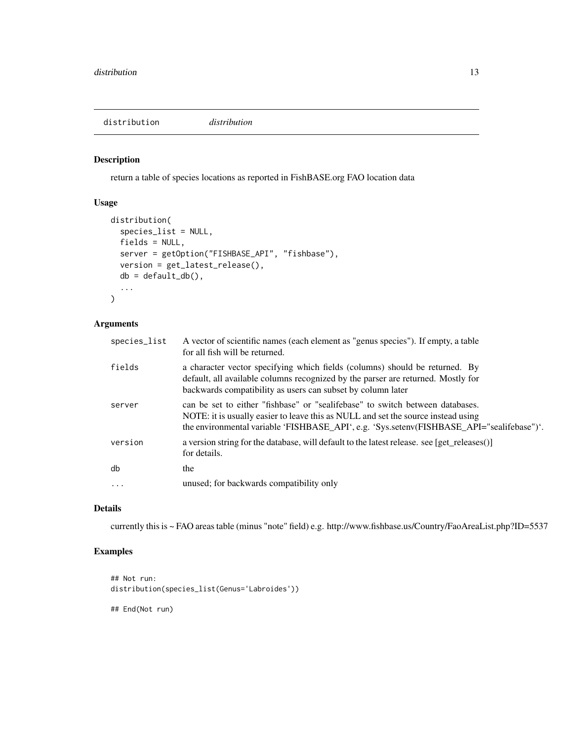# distribution *distribution*

## Description

return a table of species locations as reported in FishBASE.org FAO location data

## Usage

```
distribution(
  species_list = NULL,
  fields = NULL,
  server = getOption("FISHBASE_API", "fishbase"),
  version = get_latest_release(),
  db = default_db(),
  ...
)
```

## Arguments

| | |
|---|---|
| species_list | A vector of scientific names (each element as "genus species"). If empty, a table for all fish will be returned. |
| fields | a character vector specifying which fields (columns) should be returned. By default, all available columns recognized by the parser are returned. Mostly for backwards compatibility as users can subset by column later |
| server | can be set to either "fishbase" or "sealifebase" to switch between databases. NOTE: it is usually easier to leave this as NULL and set the source instead using the environmental variable 'FISHBASE_API', e.g. 'Sys.setenv(FISHBASE_API="sealifebase")'. |
| version | a version string for the database, will default to the latest release. see [get_releases()] for details. |
| db | the |
| ... | unused; for backwards compatibility only |

## Details

currently this is ~ FAO areas table (minus "note" field) e.g. http://www.fishbase.us/Country/FaoAreaList.php?ID=5537

## Examples

```
## Not run:
distribution(species_list(Genus='Labroides'))

## End(Not run)
```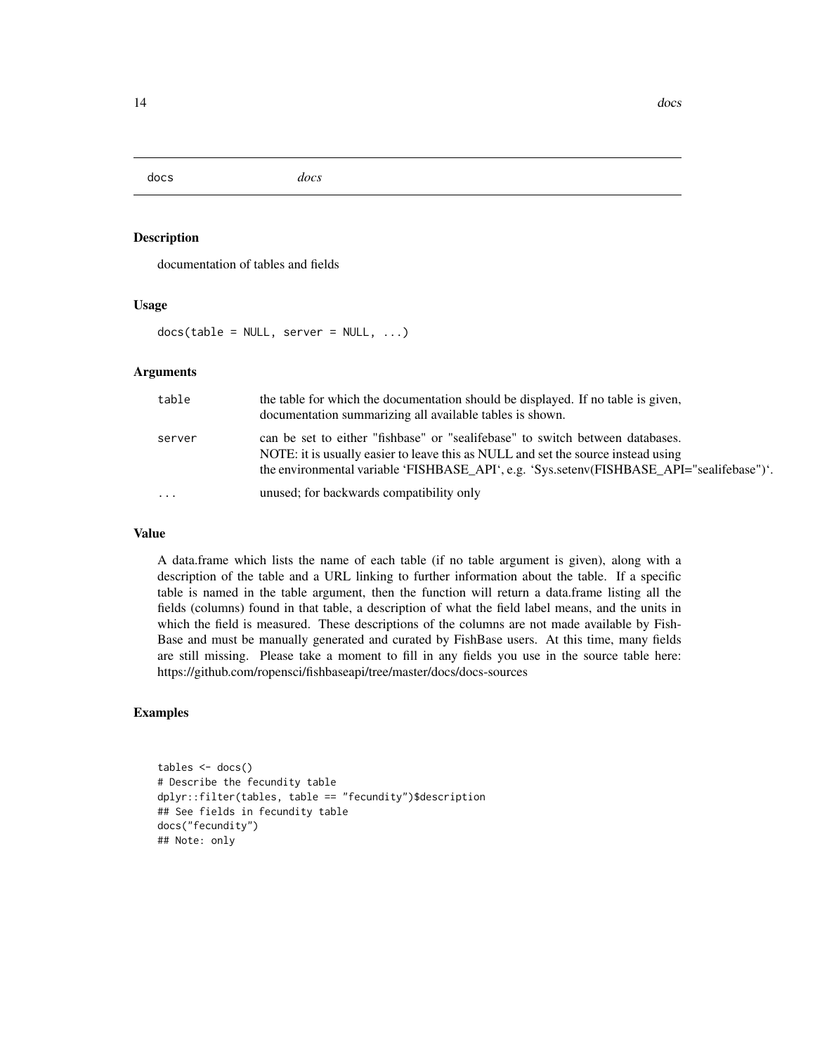# docs

*docs*

## Description

documentation of tables and fields

## Usage

```
docs(table = NULL, server = NULL, ...)
```

## Arguments

| | |
|---|---|
| table | the table for which the documentation should be displayed. If no table is given, documentation summarizing all available tables is shown. |
| server | can be set to either "fishbase" or "sealifebase" to switch between databases. NOTE: it is usually easier to leave this as NULL and set the source instead using the environmental variable 'FISHBASE_API', e.g. 'Sys.setenv(FISHBASE_API="sealifebase")'. |
| ... | unused; for backwards compatibility only |

## Value

A data.frame which lists the name of each table (if no table argument is given), along with a description of the table and a URL linking to further information about the table. If a specific table is named in the table argument, then the function will return a data.frame listing all the fields (columns) found in that table, a description of what the field label means, and the units in which the field is measured. These descriptions of the columns are not made available by FishBase and must be manually generated and curated by FishBase users. At this time, many fields are still missing. Please take a moment to fill in any fields you use in the source table here: https://github.com/ropensci/fishbaseapi/tree/master/docs/docs-sources

## Examples

```
tables <- docs()
# Describe the fecundity table
dplyr::filter(tables, table == "fecundity")$description
## See fields in fecundity table
docs("fecundity")
## Note: only
```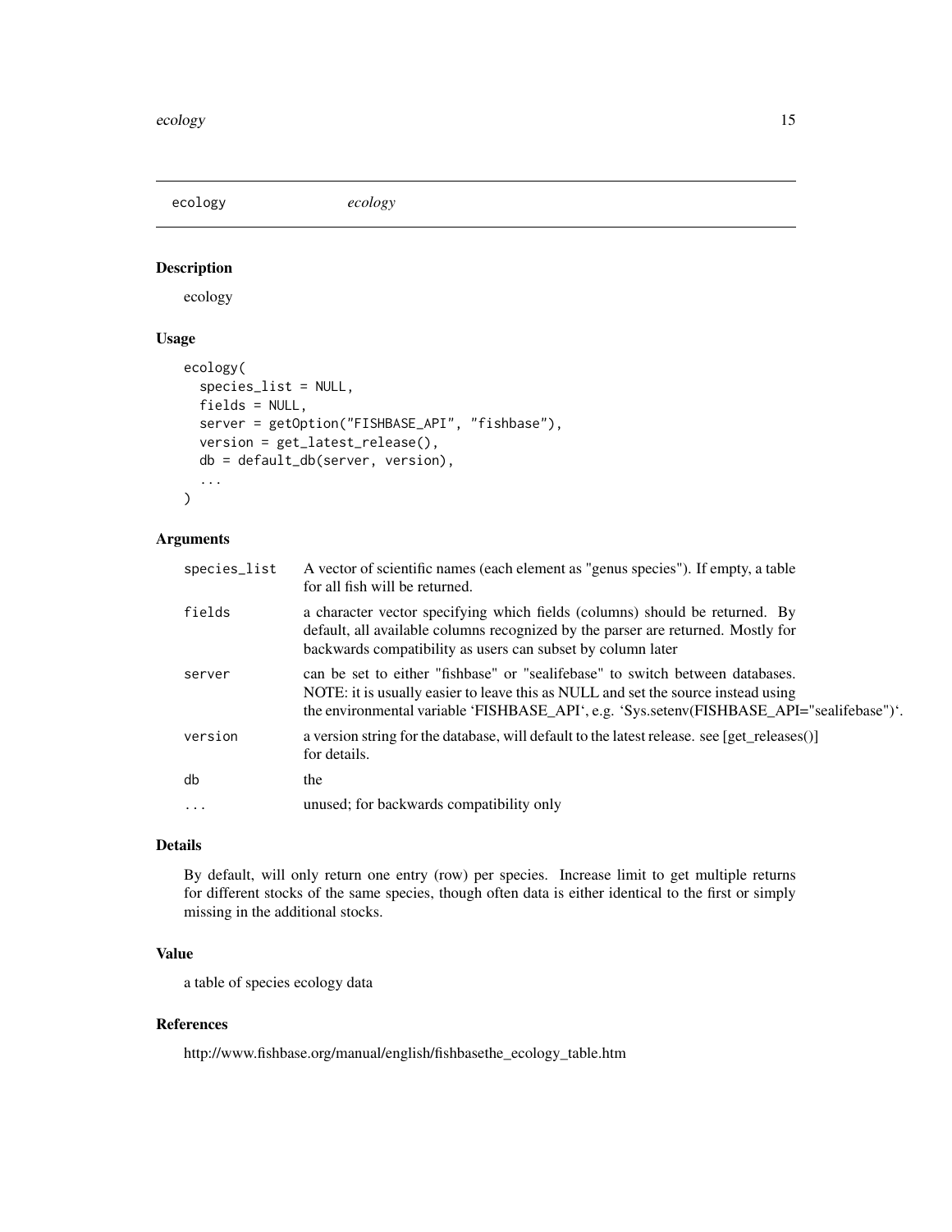## ecology *ecology*

### Description

ecology

### Usage

```
ecology(
  species_list = NULL,
  fields = NULL,
  server = getOption("FISHBASE_API", "fishbase"),
  version = get_latest_release(),
  db = default_db(server, version),
  ...
)
```

### Arguments

| | |
|---|---|
| species_list | A vector of scientific names (each element as "genus species"). If empty, a table for all fish will be returned. |
| fields | a character vector specifying which fields (columns) should be returned. By default, all available columns recognized by the parser are returned. Mostly for backwards compatibility as users can subset by column later |
| server | can be set to either "fishbase" or "sealifebase" to switch between databases. NOTE: it is usually easier to leave this as NULL and set the source instead using the environmental variable 'FISHBASE_API', e.g. 'Sys.setenv(FISHBASE_API="sealifebase")'. |
| version | a version string for the database, will default to the latest release. see [get_releases()] for details. |
| db | the |
| ... | unused; for backwards compatibility only |

### Details

By default, will only return one entry (row) per species. Increase limit to get multiple returns for different stocks of the same species, though often data is either identical to the first or simply missing in the additional stocks.

### Value

a table of species ecology data

### References

http://www.fishbase.org/manual/english/fishbasethe_ecology_table.htm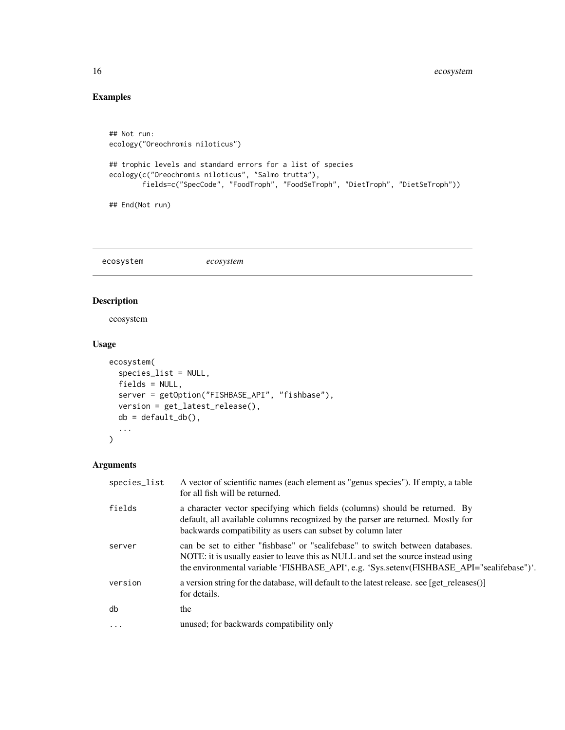## Examples

```
## Not run:
ecology("Oreochromis niloticus")

## trophic levels and standard errors for a list of species
ecology(c("Oreochromis niloticus", "Salmo trutta"),
        fields=c("SpecCode", "FoodTroph", "FoodSeTroph", "DietTroph", "DietSeTroph"))

## End(Not run)
```

---

# ecosystem &nbsp;&nbsp;&nbsp;&nbsp; *ecosystem*

---

## Description

ecosystem

## Usage

```
ecosystem(
  species_list = NULL,
  fields = NULL,
  server = getOption("FISHBASE_API", "fishbase"),
  version = get_latest_release(),
  db = default_db(),
  ...
)
```

## Arguments

| | |
|---|---|
| species_list | A vector of scientific names (each element as "genus species"). If empty, a table for all fish will be returned. |
| fields | a character vector specifying which fields (columns) should be returned. By default, all available columns recognized by the parser are returned. Mostly for backwards compatibility as users can subset by column later |
| server | can be set to either "fishbase" or "sealifebase" to switch between databases. NOTE: it is usually easier to leave this as NULL and set the source instead using the environmental variable 'FISHBASE_API', e.g. 'Sys.setenv(FISHBASE_API="sealifebase")'. |
| version | a version string for the database, will default to the latest release. see [get_releases()] for details. |
| db | the |
| ... | unused; for backwards compatibility only |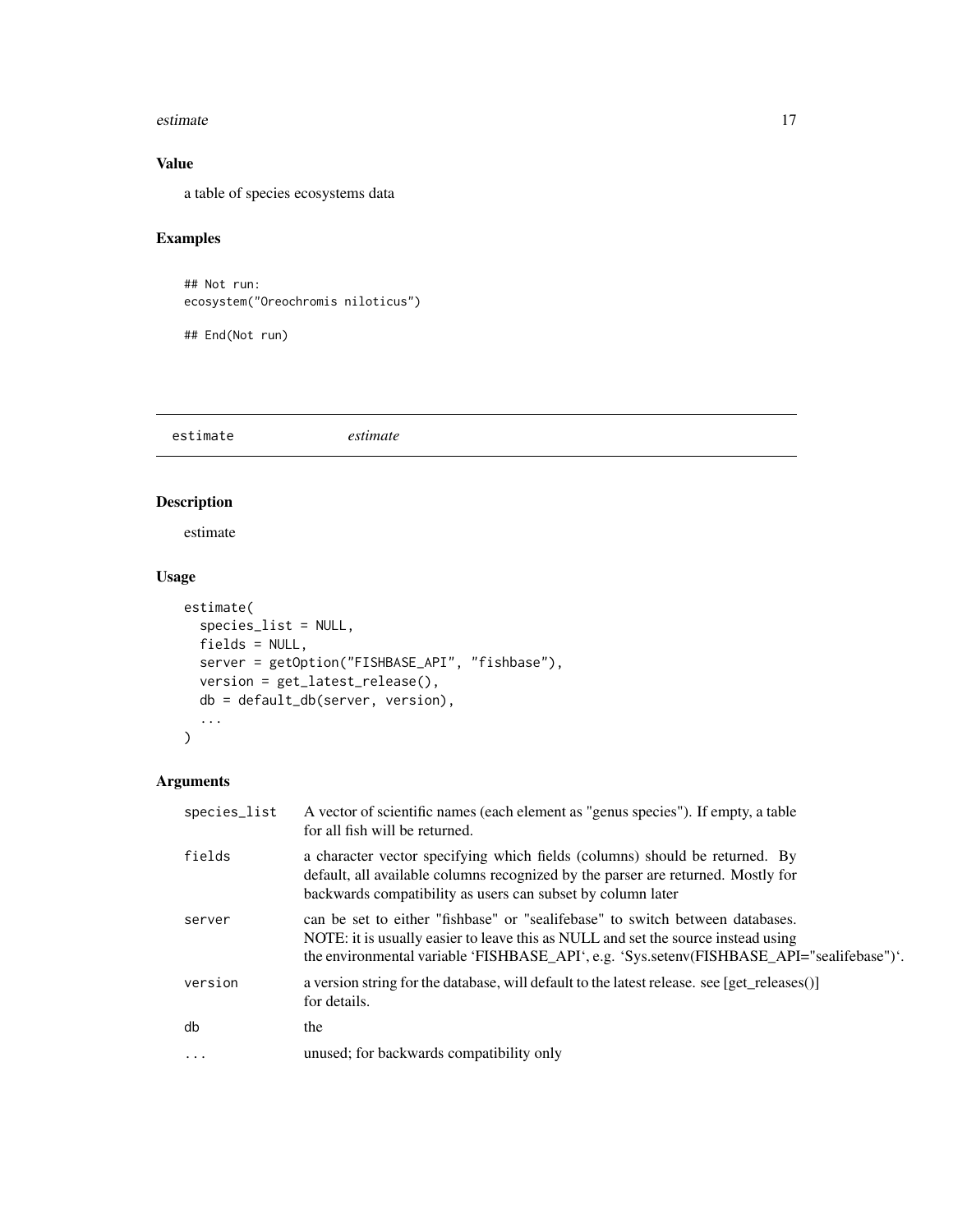## Value

a table of species ecosystems data

## Examples

```
## Not run:
ecosystem("Oreochromis niloticus")

## End(Not run)
```

---

# estimate — *estimate*

## Description

estimate

## Usage

```
estimate(
  species_list = NULL,
  fields = NULL,
  server = getOption("FISHBASE_API", "fishbase"),
  version = get_latest_release(),
  db = default_db(server, version),
  ...
)
```

## Arguments

| Argument | Description |
|---|---|
| species_list | A vector of scientific names (each element as "genus species"). If empty, a table for all fish will be returned. |
| fields | a character vector specifying which fields (columns) should be returned. By default, all available columns recognized by the parser are returned. Mostly for backwards compatibility as users can subset by column later |
| server | can be set to either "fishbase" or "sealifebase" to switch between databases. NOTE: it is usually easier to leave this as NULL and set the source instead using the environmental variable 'FISHBASE_API', e.g. 'Sys.setenv(FISHBASE_API="sealifebase")'. |
| version | a version string for the database, will default to the latest release. see [get_releases()] for details. |
| db | the |
| ... | unused; for backwards compatibility only |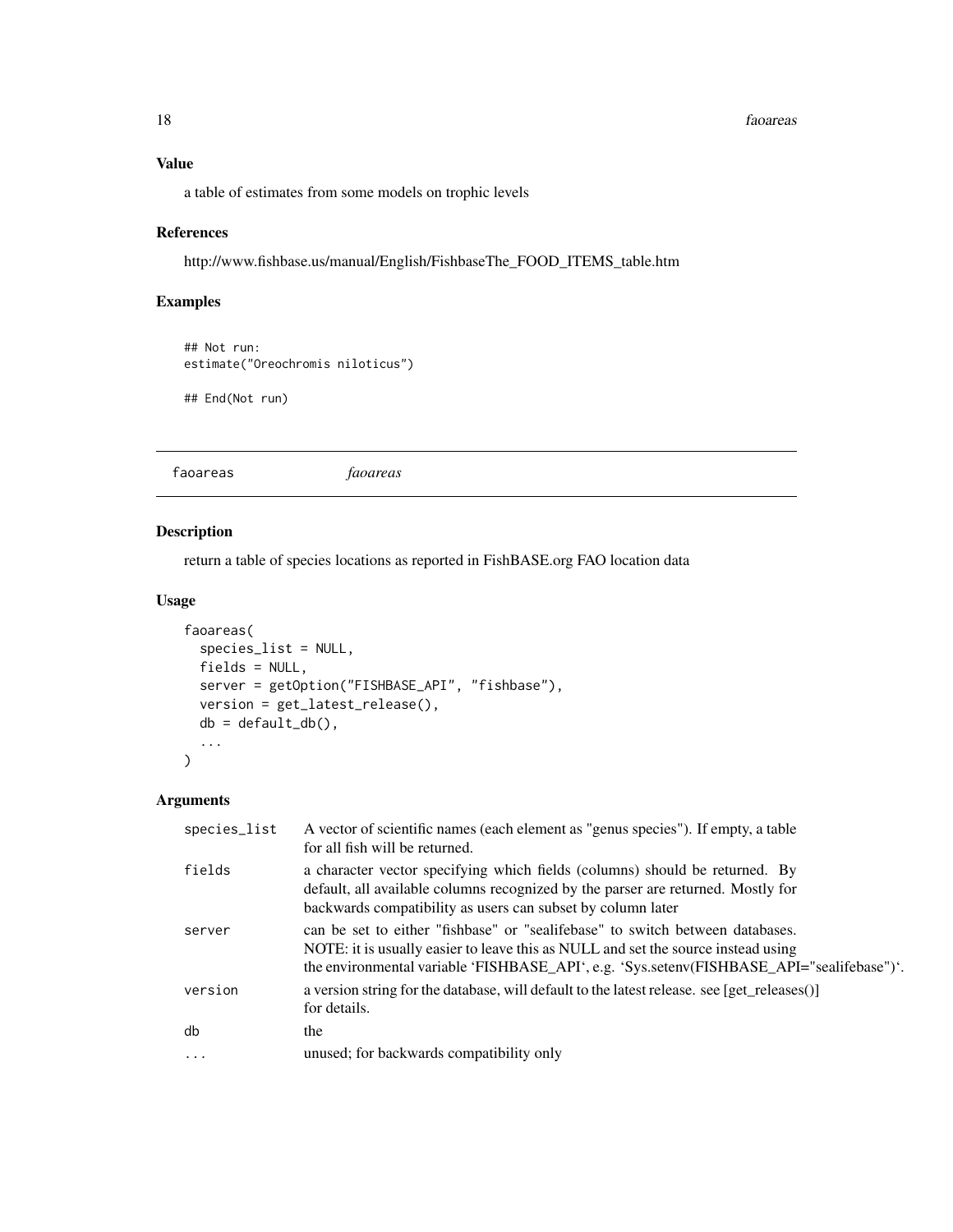### Value

a table of estimates from some models on trophic levels

### References

http://www.fishbase.us/manual/English/FishbaseThe_FOOD_ITEMS_table.htm

### Examples

```
## Not run:
estimate("Oreochromis niloticus")

## End(Not run)
```

---

## faoareas *faoareas*

---

### Description

return a table of species locations as reported in FishBASE.org FAO location data

### Usage

```
faoareas(
  species_list = NULL,
  fields = NULL,
  server = getOption("FISHBASE_API", "fishbase"),
  version = get_latest_release(),
  db = default_db(),
  ...
)
```

### Arguments

| | |
|---|---|
| species_list | A vector of scientific names (each element as "genus species"). If empty, a table for all fish will be returned. |
| fields | a character vector specifying which fields (columns) should be returned. By default, all available columns recognized by the parser are returned. Mostly for backwards compatibility as users can subset by column later |
| server | can be set to either "fishbase" or "sealifebase" to switch between databases. NOTE: it is usually easier to leave this as NULL and set the source instead using the environmental variable 'FISHBASE_API', e.g. 'Sys.setenv(FISHBASE_API="sealifebase")'. |
| version | a version string for the database, will default to the latest release. see [get_releases()] for details. |
| db | the |
| ... | unused; for backwards compatibility only |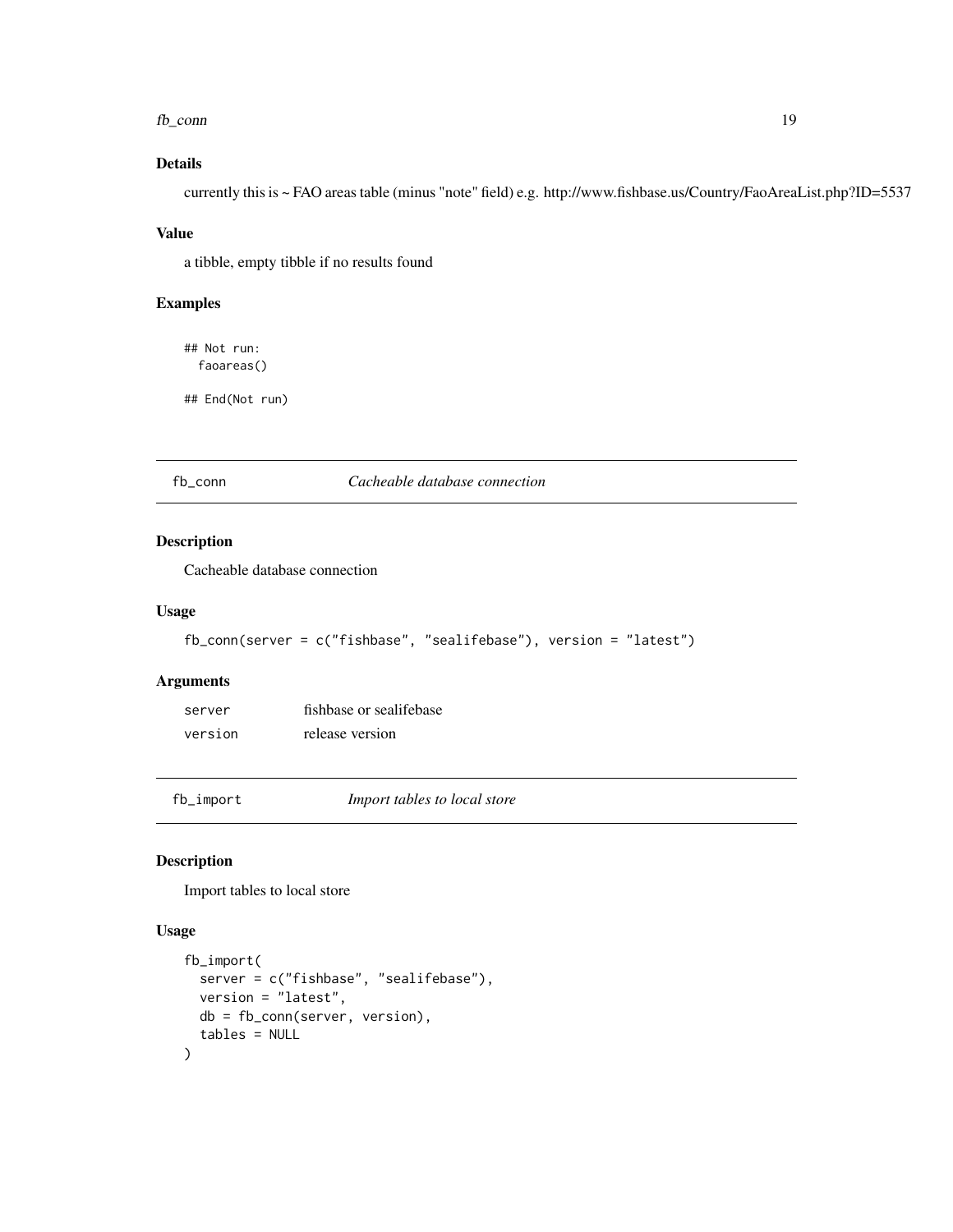### Details

currently this is ~ FAO areas table (minus "note" field) e.g. http://www.fishbase.us/Country/FaoAreaList.php?ID=5537

### Value

a tibble, empty tibble if no results found

### Examples

```
## Not run:
  faoareas()

## End(Not run)
```

---

## fb_conn — *Cacheable database connection*

### Description

Cacheable database connection

### Usage

```
fb_conn(server = c("fishbase", "sealifebase"), version = "latest")
```

### Arguments

| | |
|---|---|
| server | fishbase or sealifebase |
| version | release version |

---

## fb_import — *Import tables to local store*

### Description

Import tables to local store

### Usage

```
fb_import(
  server = c("fishbase", "sealifebase"),
  version = "latest",
  db = fb_conn(server, version),
  tables = NULL
)
```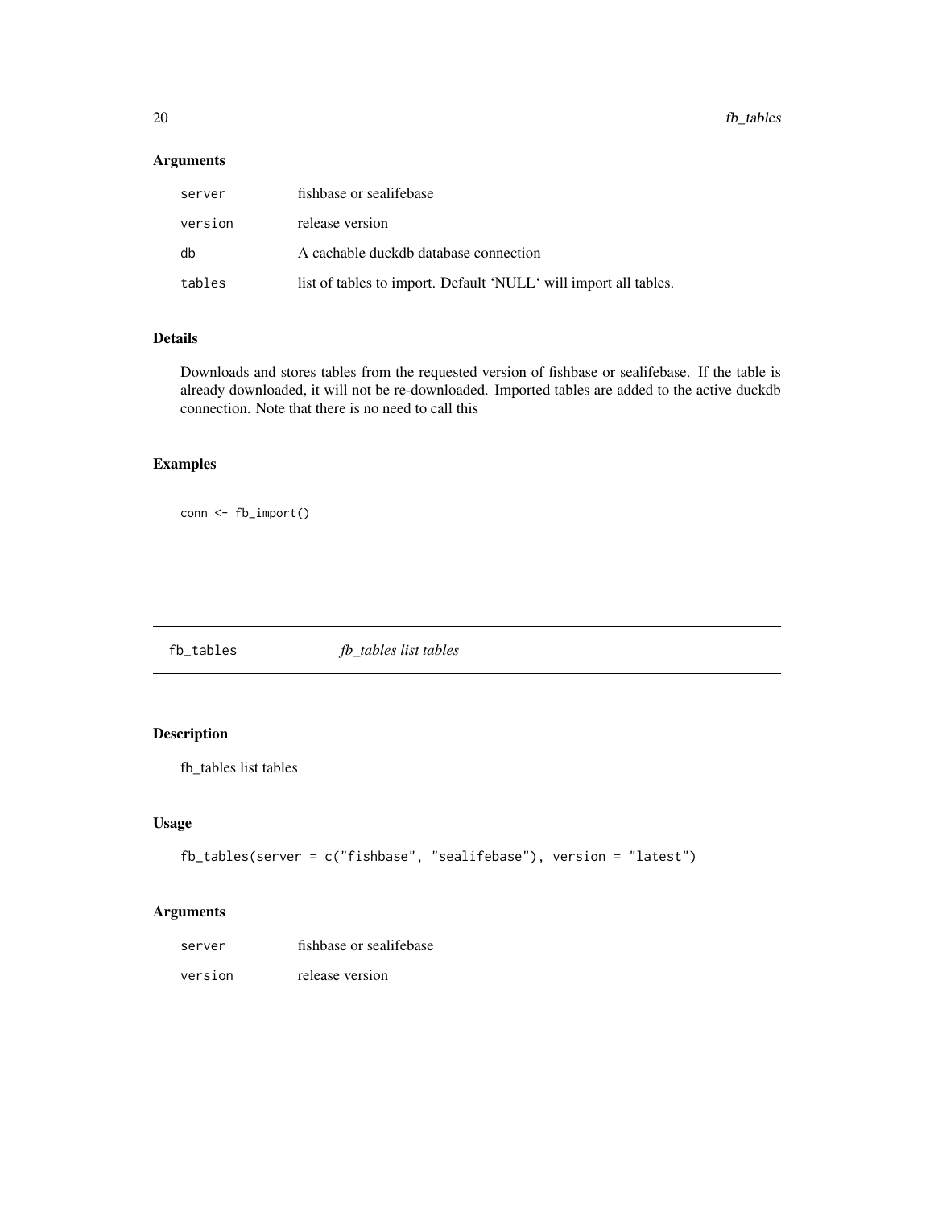### Arguments

| | |
|---|---|
| server | fishbase or sealifebase |
| version | release version |
| db | A cachable duckdb database connection |
| tables | list of tables to import. Default 'NULL' will import all tables. |

### Details

Downloads and stores tables from the requested version of fishbase or sealifebase. If the table is already downloaded, it will not be re-downloaded. Imported tables are added to the active duckdb connection. Note that there is no need to call this

### Examples

```
conn <- fb_import()
```

---

## fb_tables &nbsp;&nbsp;&nbsp;&nbsp; *fb_tables list tables*

---

### Description

fb_tables list tables

### Usage

```
fb_tables(server = c("fishbase", "sealifebase"), version = "latest")
```

### Arguments

| | |
|---|---|
| server | fishbase or sealifebase |
| version | release version |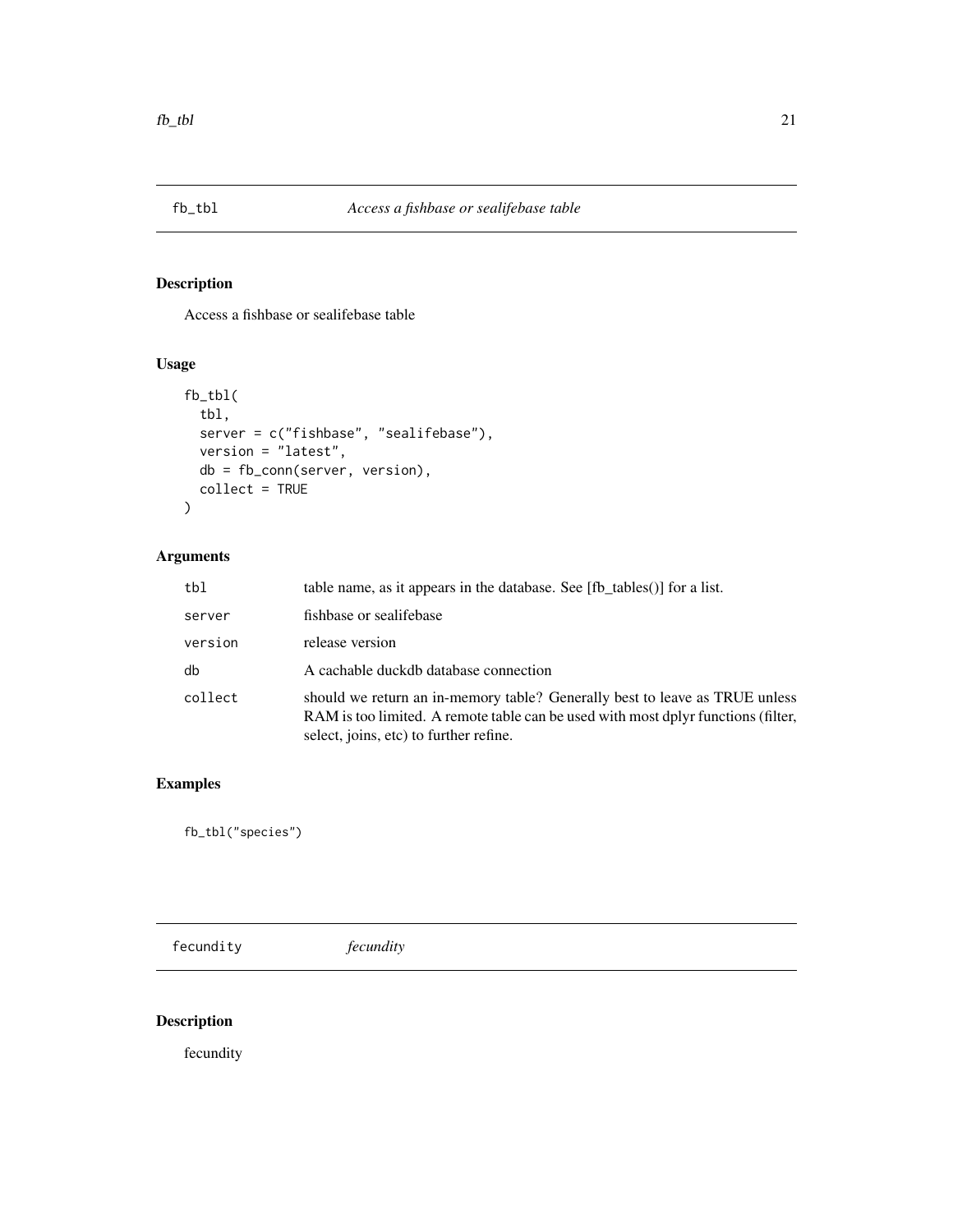## fb_tbl — *Access a fishbase or sealifebase table*

### Description

Access a fishbase or sealifebase table

### Usage

```
fb_tbl(
  tbl,
  server = c("fishbase", "sealifebase"),
  version = "latest",
  db = fb_conn(server, version),
  collect = TRUE
)
```

### Arguments

| | |
|---|---|
| tbl | table name, as it appears in the database. See [fb_tables()] for a list. |
| server | fishbase or sealifebase |
| version | release version |
| db | A cachable duckdb database connection |
| collect | should we return an in-memory table? Generally best to leave as TRUE unless RAM is too limited. A remote table can be used with most dplyr functions (filter, select, joins, etc) to further refine. |

### Examples

```
fb_tbl("species")
```

## fecundity — *fecundity*

### Description

fecundity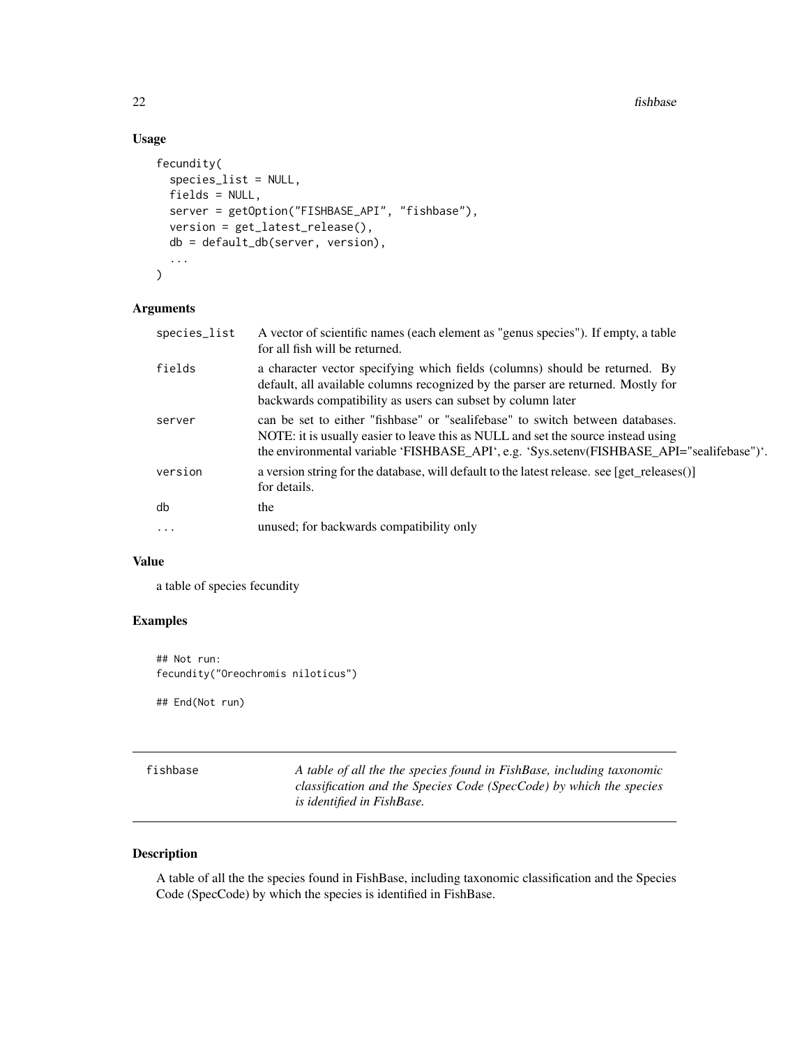## Usage

```
fecundity(
  species_list = NULL,
  fields = NULL,
  server = getOption("FISHBASE_API", "fishbase"),
  version = get_latest_release(),
  db = default_db(server, version),
  ...
)
```

## Arguments

| | |
|---|---|
| species_list | A vector of scientific names (each element as "genus species"). If empty, a table for all fish will be returned. |
| fields | a character vector specifying which fields (columns) should be returned. By default, all available columns recognized by the parser are returned. Mostly for backwards compatibility as users can subset by column later |
| server | can be set to either "fishbase" or "sealifebase" to switch between databases. NOTE: it is usually easier to leave this as NULL and set the source instead using the environmental variable 'FISHBASE_API', e.g. 'Sys.setenv(FISHBASE_API="sealifebase")'. |
| version | a version string for the database, will default to the latest release. see [get_releases()] for details. |
| db | the |
| ... | unused; for backwards compatibility only |

## Value

a table of species fecundity

## Examples

```
## Not run:
fecundity("Oreochromis niloticus")

## End(Not run)
```

---

# fishbase — *A table of all the the species found in FishBase, including taxonomic classification and the Species Code (SpecCode) by which the species is identified in FishBase.*

---

## Description

A table of all the the species found in FishBase, including taxonomic classification and the Species Code (SpecCode) by which the species is identified in FishBase.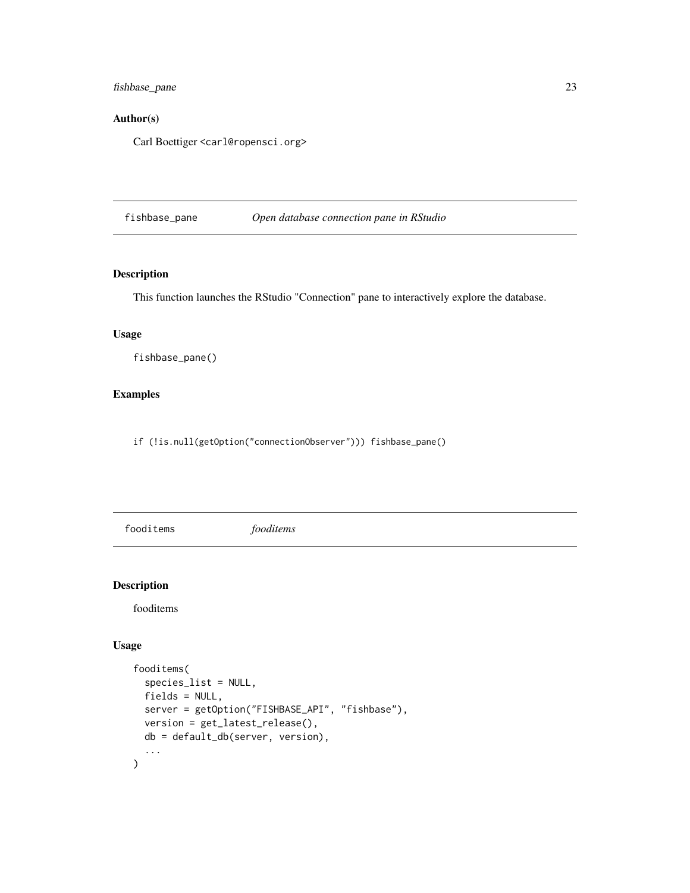## Author(s)

Carl Boettiger <carl@ropensci.org>

---

## fishbase_pane — *Open database connection pane in RStudio*

### Description

This function launches the RStudio "Connection" pane to interactively explore the database.

### Usage

```
fishbase_pane()
```

### Examples

```
if (!is.null(getOption("connectionObserver"))) fishbase_pane()
```

---

## fooditems — *fooditems*

### Description

fooditems

### Usage

```
fooditems(
  species_list = NULL,
  fields = NULL,
  server = getOption("FISHBASE_API", "fishbase"),
  version = get_latest_release(),
  db = default_db(server, version),
  ...
)
```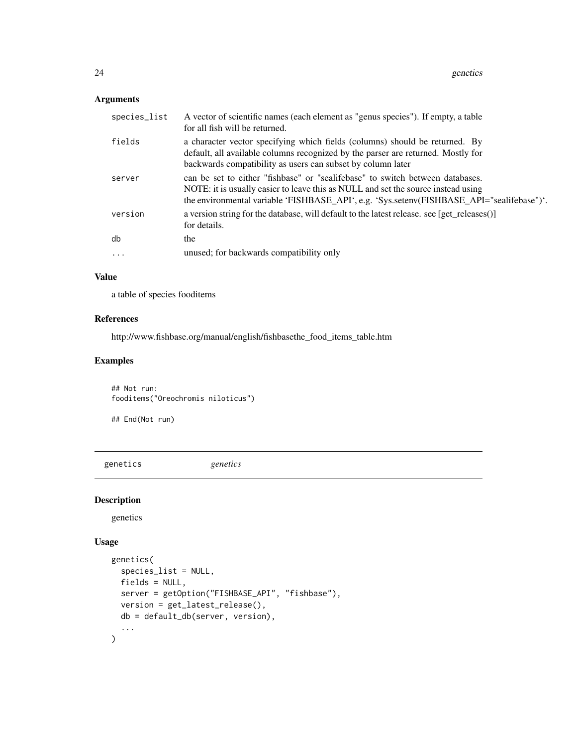### Arguments

| | |
|---|---|
| species_list | A vector of scientific names (each element as "genus species"). If empty, a table for all fish will be returned. |
| fields | a character vector specifying which fields (columns) should be returned. By default, all available columns recognized by the parser are returned. Mostly for backwards compatibility as users can subset by column later |
| server | can be set to either "fishbase" or "sealifebase" to switch between databases. NOTE: it is usually easier to leave this as NULL and set the source instead using the environmental variable 'FISHBASE_API', e.g. 'Sys.setenv(FISHBASE_API="sealifebase")'. |
| version | a version string for the database, will default to the latest release. see [get_releases()] for details. |
| db | the |
| ... | unused; for backwards compatibility only |

### Value

a table of species fooditems

### References

http://www.fishbase.org/manual/english/fishbasethe_food_items_table.htm

### Examples

```
## Not run:
fooditems("Oreochromis niloticus")

## End(Not run)
```

---

## genetics &nbsp;&nbsp;&nbsp;&nbsp; *genetics*

### Description

genetics

### Usage

```
genetics(
  species_list = NULL,
  fields = NULL,
  server = getOption("FISHBASE_API", "fishbase"),
  version = get_latest_release(),
  db = default_db(server, version),
  ...
)
```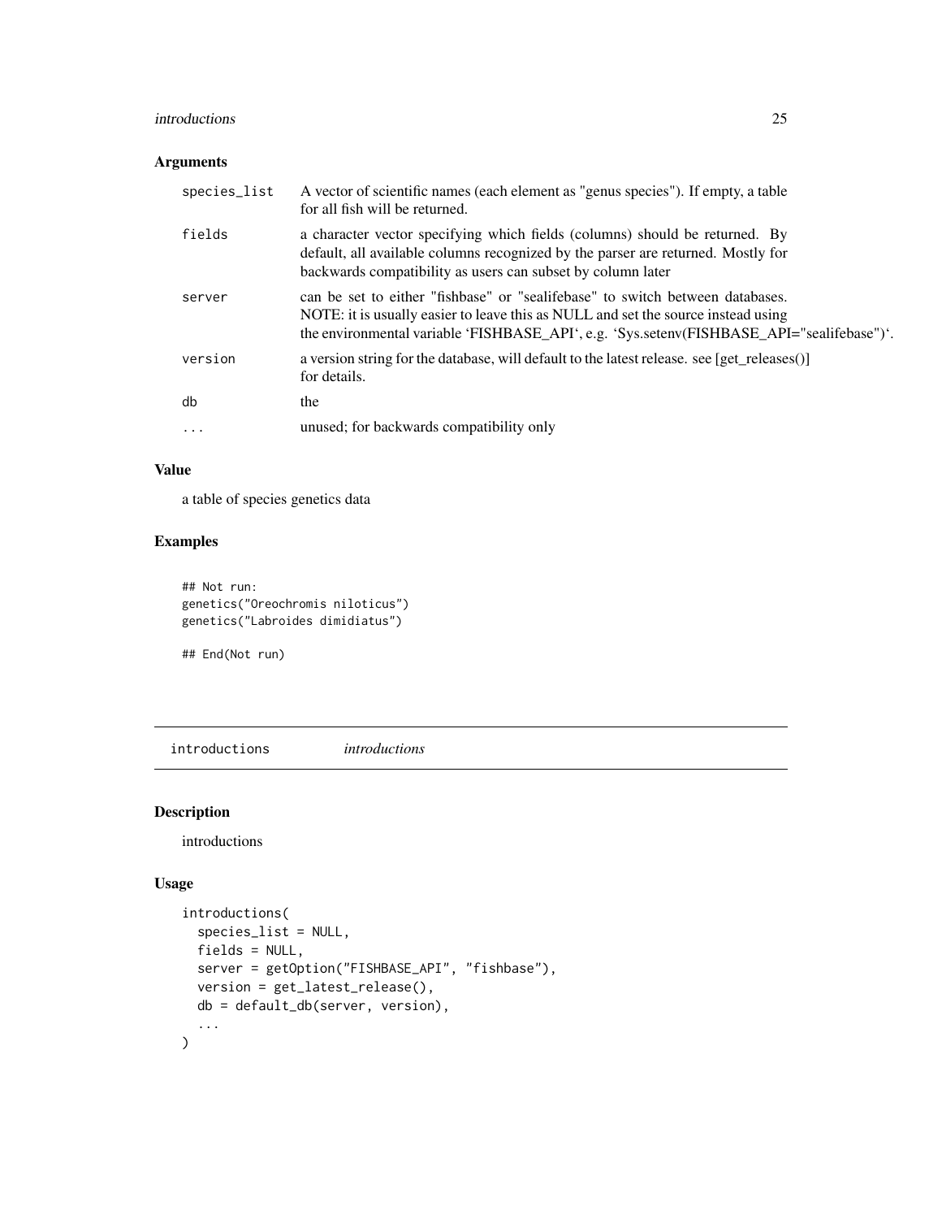### Arguments

| | |
|---|---|
| species_list | A vector of scientific names (each element as "genus species"). If empty, a table for all fish will be returned. |
| fields | a character vector specifying which fields (columns) should be returned. By default, all available columns recognized by the parser are returned. Mostly for backwards compatibility as users can subset by column later |
| server | can be set to either "fishbase" or "sealifebase" to switch between databases. NOTE: it is usually easier to leave this as NULL and set the source instead using the environmental variable 'FISHBASE_API', e.g. 'Sys.setenv(FISHBASE_API="sealifebase")'. |
| version | a version string for the database, will default to the latest release. see [get_releases()] for details. |
| db | the |
| ... | unused; for backwards compatibility only |

### Value

a table of species genetics data

### Examples

```
## Not run:
genetics("Oreochromis niloticus")
genetics("Labroides dimidiatus")

## End(Not run)
```

---

## introductions *introductions*

### Description

introductions

### Usage

```
introductions(
  species_list = NULL,
  fields = NULL,
  server = getOption("FISHBASE_API", "fishbase"),
  version = get_latest_release(),
  db = default_db(server, version),
  ...
)
```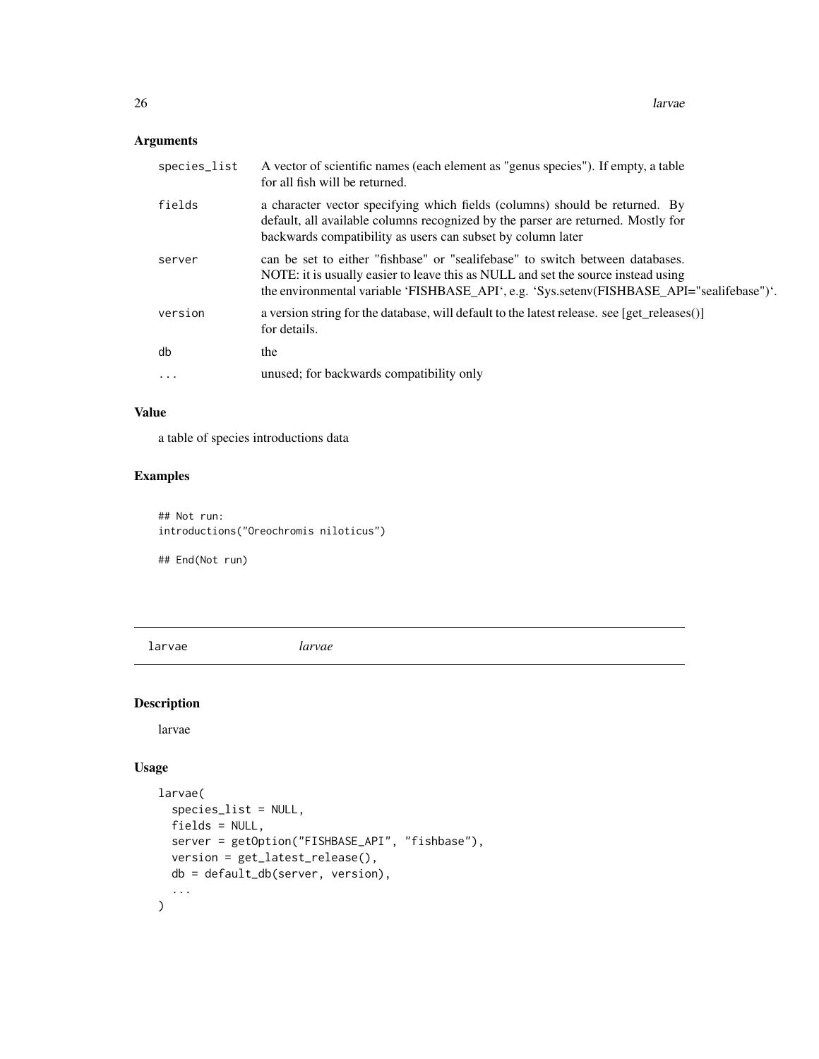## Arguments

| | |
|---|---|
| species_list | A vector of scientific names (each element as "genus species"). If empty, a table for all fish will be returned. |
| fields | a character vector specifying which fields (columns) should be returned. By default, all available columns recognized by the parser are returned. Mostly for backwards compatibility as users can subset by column later |
| server | can be set to either "fishbase" or "sealifebase" to switch between databases. NOTE: it is usually easier to leave this as NULL and set the source instead using the environmental variable 'FISHBASE_API', e.g. 'Sys.setenv(FISHBASE_API="sealifebase")'. |
| version | a version string for the database, will default to the latest release. see [get_releases()] for details. |
| db | the |
| ... | unused; for backwards compatibility only |

## Value

a table of species introductions data

## Examples

```
## Not run:
introductions("Oreochromis niloticus")

## End(Not run)
```

---

# larvae *larvae*

---

## Description

larvae

## Usage

```
larvae(
  species_list = NULL,
  fields = NULL,
  server = getOption("FISHBASE_API", "fishbase"),
  version = get_latest_release(),
  db = default_db(server, version),
  ...
)
```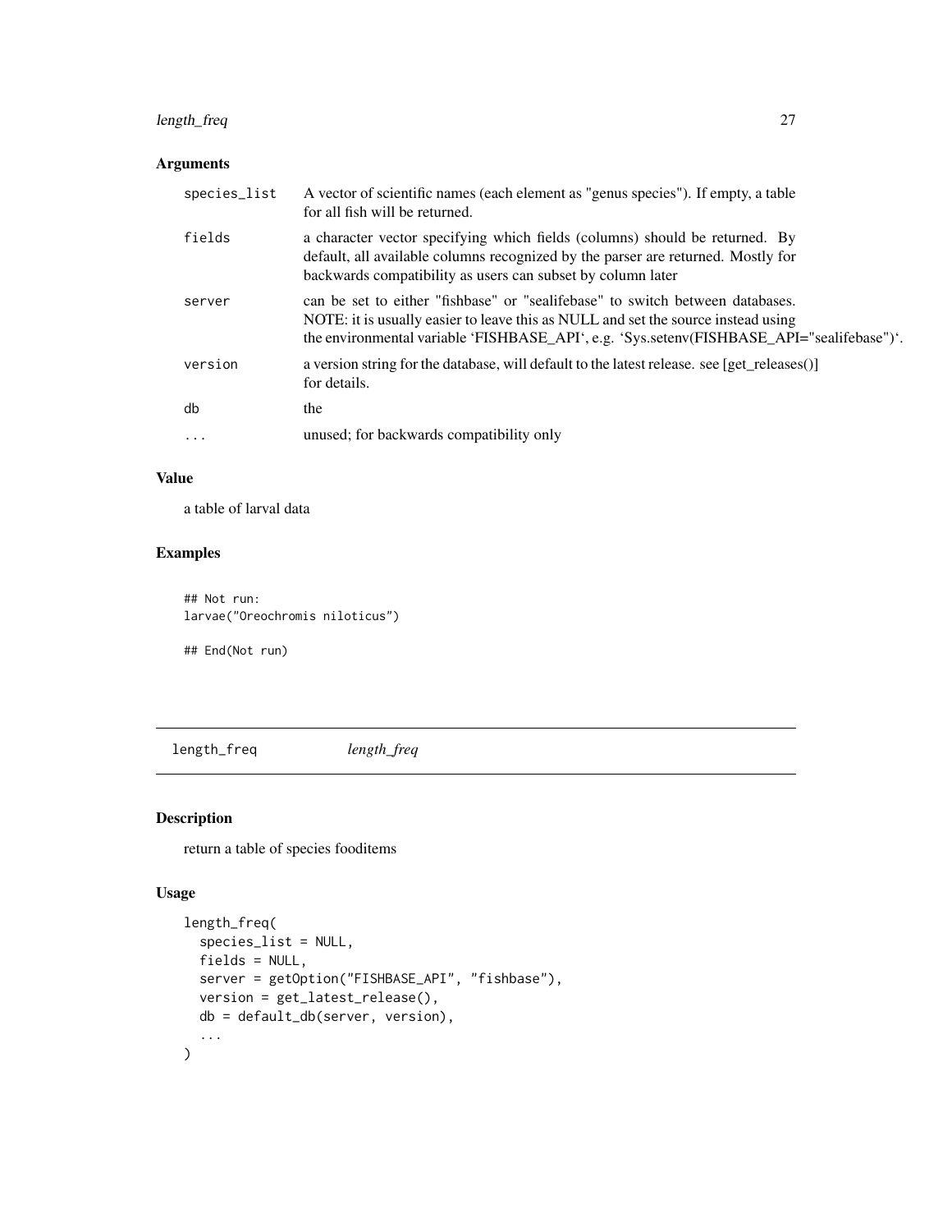## Arguments

| | |
|---|---|
| species_list | A vector of scientific names (each element as "genus species"). If empty, a table for all fish will be returned. |
| fields | a character vector specifying which fields (columns) should be returned. By default, all available columns recognized by the parser are returned. Mostly for backwards compatibility as users can subset by column later |
| server | can be set to either "fishbase" or "sealifebase" to switch between databases. NOTE: it is usually easier to leave this as NULL and set the source instead using the environmental variable 'FISHBASE_API', e.g. 'Sys.setenv(FISHBASE_API="sealifebase")'. |
| version | a version string for the database, will default to the latest release. see [get_releases()] for details. |
| db | the |
| ... | unused; for backwards compatibility only |

## Value

a table of larval data

## Examples

```
## Not run:
larvae("Oreochromis niloticus")

## End(Not run)
```

---

# length_freq *length_freq*

## Description

return a table of species fooditems

## Usage

```
length_freq(
  species_list = NULL,
  fields = NULL,
  server = getOption("FISHBASE_API", "fishbase"),
  version = get_latest_release(),
  db = default_db(server, version),
  ...
)
```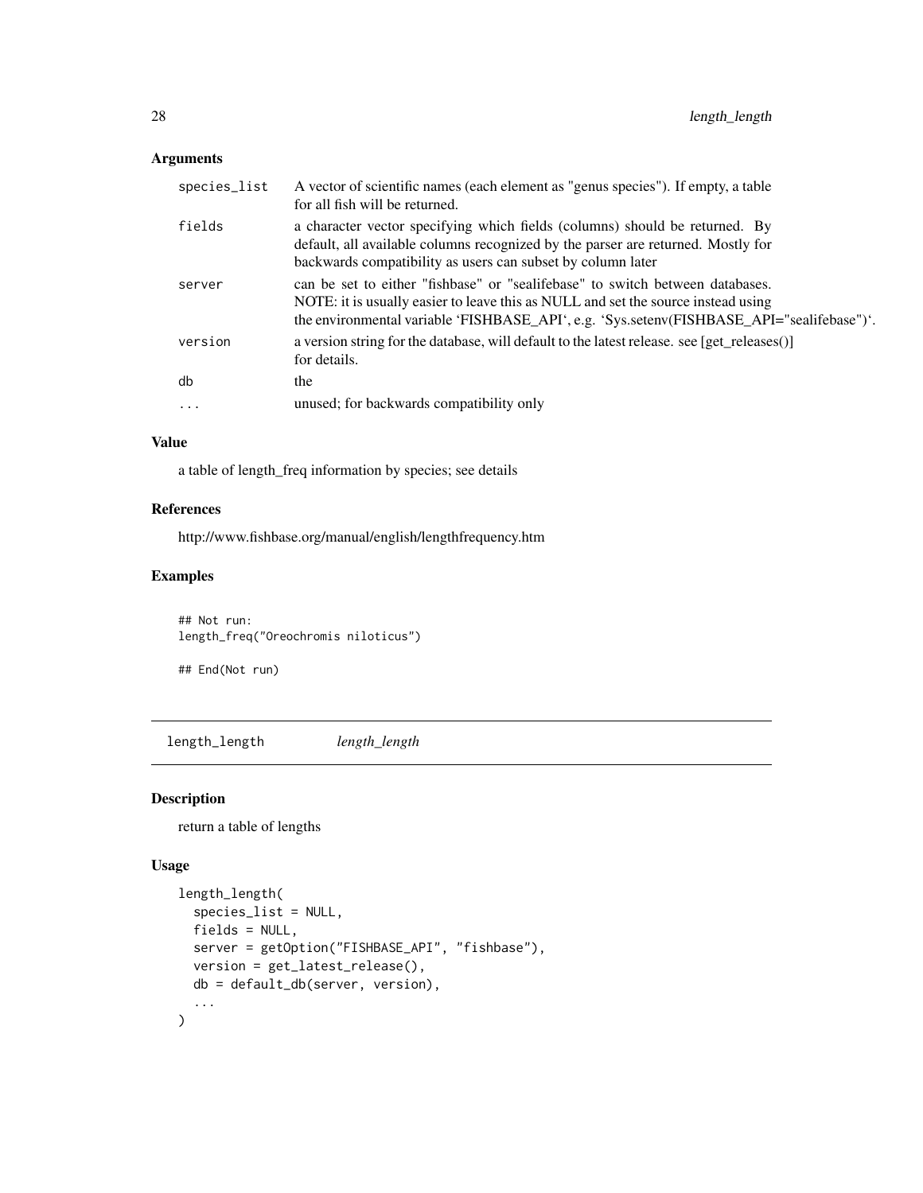### Arguments

| | |
|---|---|
| species_list | A vector of scientific names (each element as "genus species"). If empty, a table for all fish will be returned. |
| fields | a character vector specifying which fields (columns) should be returned. By default, all available columns recognized by the parser are returned. Mostly for backwards compatibility as users can subset by column later |
| server | can be set to either "fishbase" or "sealifebase" to switch between databases. NOTE: it is usually easier to leave this as NULL and set the source instead using the environmental variable 'FISHBASE_API', e.g. 'Sys.setenv(FISHBASE_API="sealifebase")'. |
| version | a version string for the database, will default to the latest release. see [get_releases()] for details. |
| db | the |
| ... | unused; for backwards compatibility only |

### Value

a table of length_freq information by species; see details

### References

http://www.fishbase.org/manual/english/lengthfrequency.htm

### Examples

```
## Not run:
length_freq("Oreochromis niloticus")

## End(Not run)
```

---

## length_length *length_length*

### Description

return a table of lengths

### Usage

```
length_length(
  species_list = NULL,
  fields = NULL,
  server = getOption("FISHBASE_API", "fishbase"),
  version = get_latest_release(),
  db = default_db(server, version),
  ...
)
```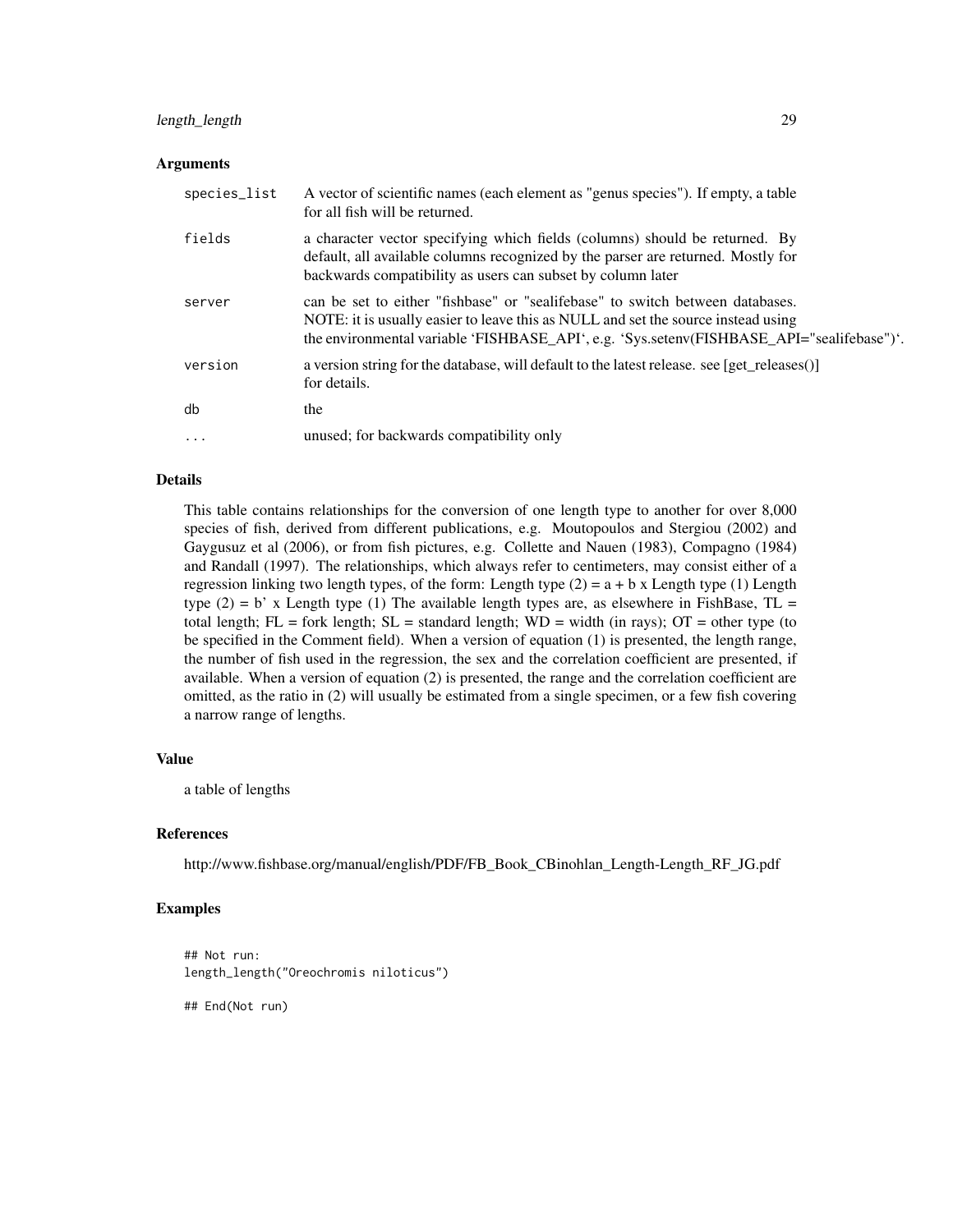## Arguments

| | |
|---|---|
| `species_list` | A vector of scientific names (each element as "genus species"). If empty, a table for all fish will be returned. |
| `fields` | a character vector specifying which fields (columns) should be returned. By default, all available columns recognized by the parser are returned. Mostly for backwards compatibility as users can subset by column later |
| `server` | can be set to either "fishbase" or "sealifebase" to switch between databases. NOTE: it is usually easier to leave this as NULL and set the source instead using the environmental variable 'FISHBASE_API', e.g. 'Sys.setenv(FISHBASE_API="sealifebase")'. |
| `version` | a version string for the database, will default to the latest release. see [get_releases()] for details. |
| `db` | the |
| `...` | unused; for backwards compatibility only |

## Details

This table contains relationships for the conversion of one length type to another for over 8,000 species of fish, derived from different publications, e.g. Moutopoulos and Stergiou (2002) and Gaygusuz et al (2006), or from fish pictures, e.g. Collette and Nauen (1983), Compagno (1984) and Randall (1997). The relationships, which always refer to centimeters, may consist either of a regression linking two length types, of the form: Length type (2) = a + b x Length type (1) Length type (2) = b' x Length type (1) The available length types are, as elsewhere in FishBase, TL = total length; FL = fork length; SL = standard length; WD = width (in rays); OT = other type (to be specified in the Comment field). When a version of equation (1) is presented, the length range, the number of fish used in the regression, the sex and the correlation coefficient are presented, if available. When a version of equation (2) is presented, the range and the correlation coefficient are omitted, as the ratio in (2) will usually be estimated from a single specimen, or a few fish covering a narrow range of lengths.

## Value

a table of lengths

## References

http://www.fishbase.org/manual/english/PDF/FB_Book_CBinohlan_Length-Length_RF_JG.pdf

## Examples

```
## Not run:
length_length("Oreochromis niloticus")

## End(Not run)
```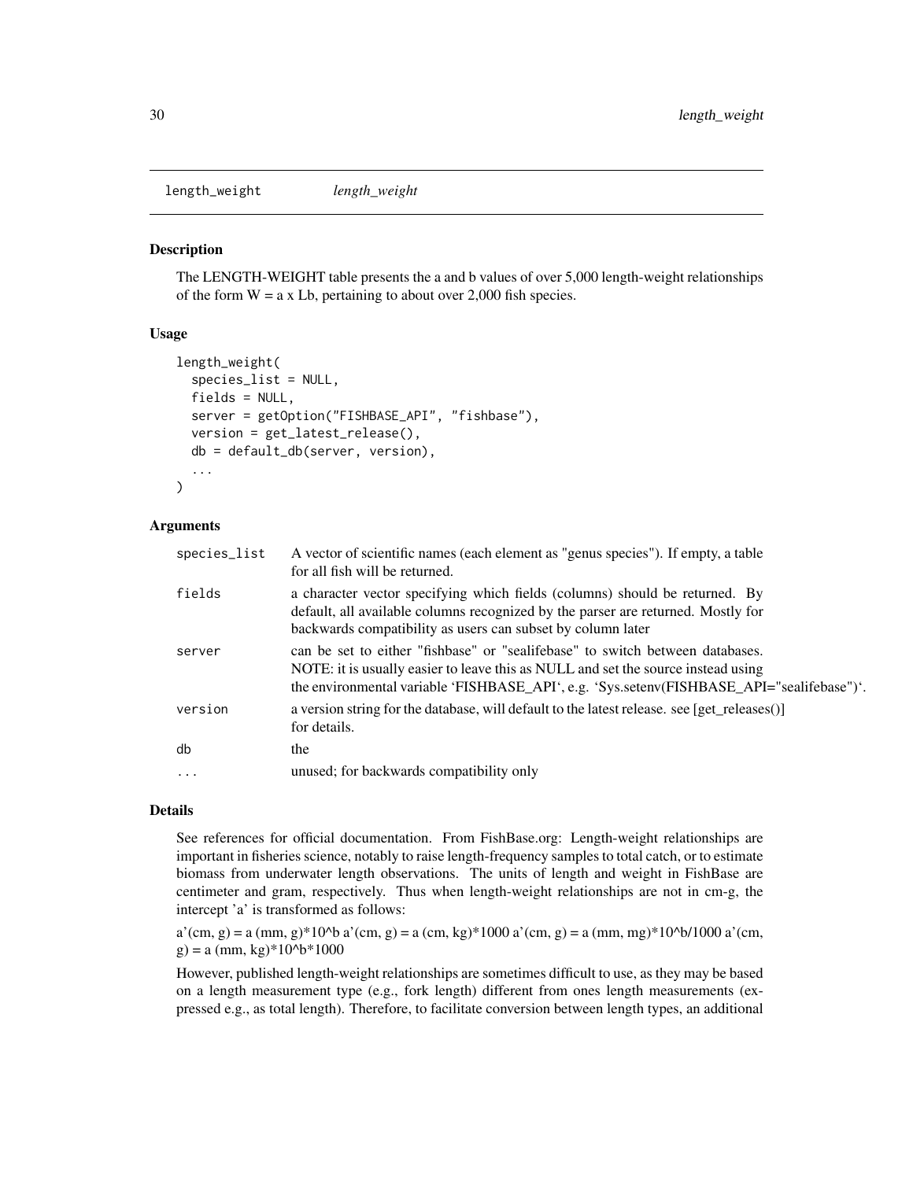# length_weight *length_weight*

## Description

The LENGTH-WEIGHT table presents the a and b values of over 5,000 length-weight relationships of the form W = a x Lb, pertaining to about over 2,000 fish species.

## Usage

```
length_weight(
  species_list = NULL,
  fields = NULL,
  server = getOption("FISHBASE_API", "fishbase"),
  version = get_latest_release(),
  db = default_db(server, version),
  ...
)
```

## Arguments

| | |
|---|---|
| species_list | A vector of scientific names (each element as "genus species"). If empty, a table for all fish will be returned. |
| fields | a character vector specifying which fields (columns) should be returned. By default, all available columns recognized by the parser are returned. Mostly for backwards compatibility as users can subset by column later |
| server | can be set to either "fishbase" or "sealifebase" to switch between databases. NOTE: it is usually easier to leave this as NULL and set the source instead using the environmental variable 'FISHBASE_API', e.g. 'Sys.setenv(FISHBASE_API="sealifebase")'. |
| version | a version string for the database, will default to the latest release. see [get_releases()] for details. |
| db | the |
| ... | unused; for backwards compatibility only |

## Details

See references for official documentation. From FishBase.org: Length-weight relationships are important in fisheries science, notably to raise length-frequency samples to total catch, or to estimate biomass from underwater length observations. The units of length and weight in FishBase are centimeter and gram, respectively. Thus when length-weight relationships are not in cm-g, the intercept 'a' is transformed as follows:

a'(cm, g) = a (mm, g)*10^b a'(cm, g) = a (cm, kg)*1000 a'(cm, g) = a (mm, mg)*10^b/1000 a'(cm, g) = a (mm, kg)*10^b*1000

However, published length-weight relationships are sometimes difficult to use, as they may be based on a length measurement type (e.g., fork length) different from ones length measurements (expressed e.g., as total length). Therefore, to facilitate conversion between length types, an additional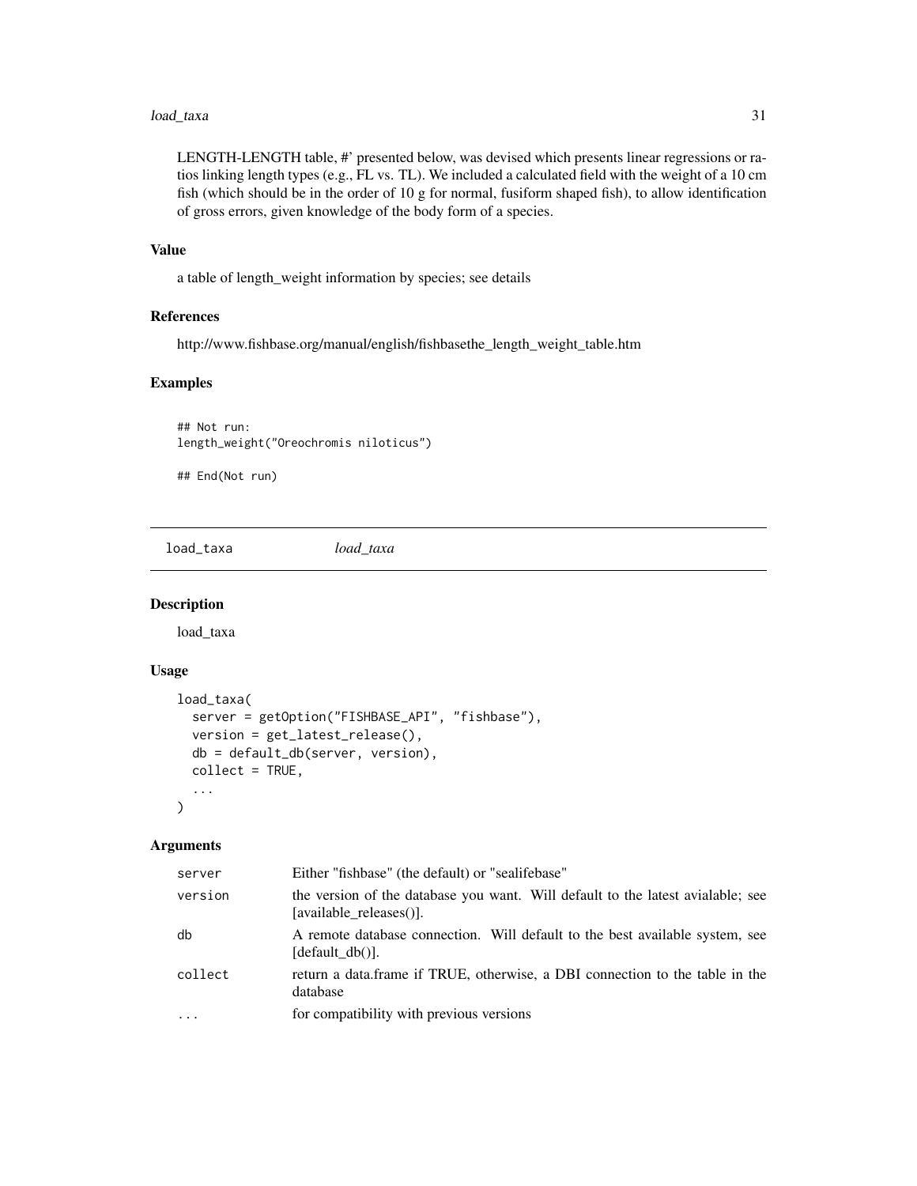LENGTH-LENGTH table, #' presented below, was devised which presents linear regressions or ratios linking length types (e.g., FL vs. TL). We included a calculated field with the weight of a 10 cm fish (which should be in the order of 10 g for normal, fusiform shaped fish), to allow identification of gross errors, given knowledge of the body form of a species.

### Value

a table of length_weight information by species; see details

### References

http://www.fishbase.org/manual/english/fishbasethe_length_weight_table.htm

### Examples

```
## Not run:
length_weight("Oreochromis niloticus")

## End(Not run)
```

## load_taxa *load_taxa*

### Description

load_taxa

### Usage

```
load_taxa(
  server = getOption("FISHBASE_API", "fishbase"),
  version = get_latest_release(),
  db = default_db(server, version),
  collect = TRUE,
  ...
)
```

### Arguments

| | |
|---|---|
| server | Either "fishbase" (the default) or "sealifebase" |
| version | the version of the database you want. Will default to the latest avialable; see [available_releases()]. |
| db | A remote database connection. Will default to the best available system, see [default_db()]. |
| collect | return a data.frame if TRUE, otherwise, a DBI connection to the table in the database |
| ... | for compatibility with previous versions |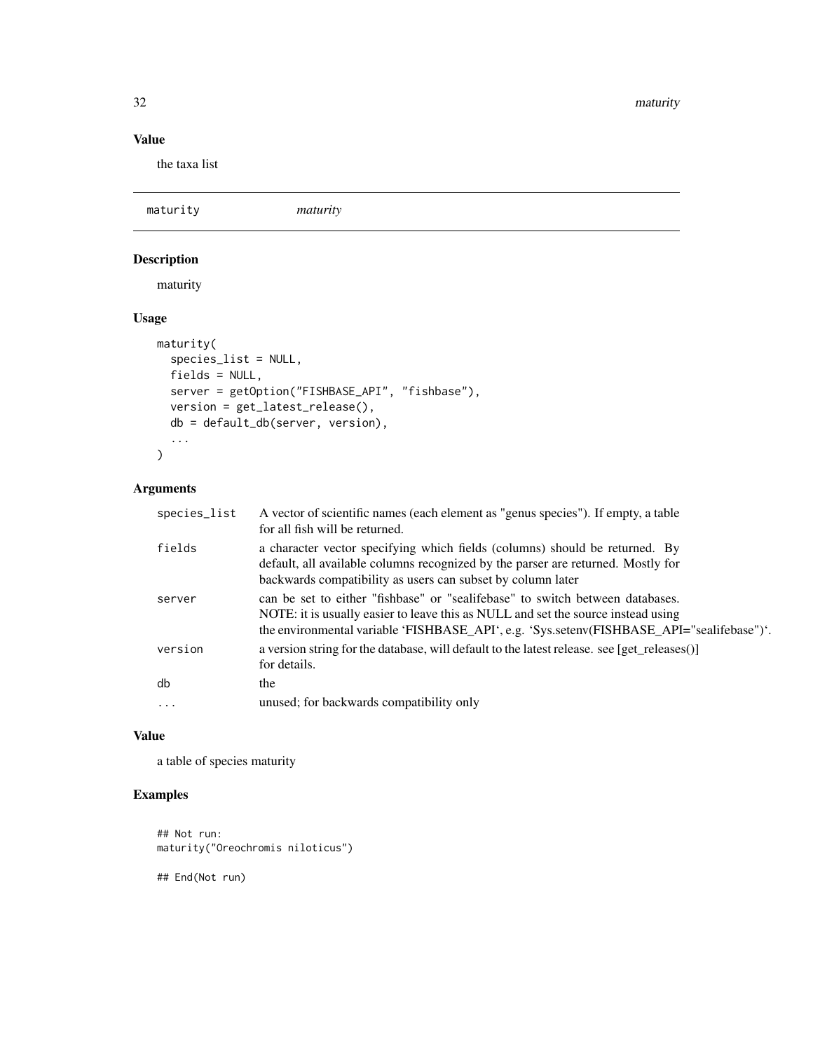## Value

the taxa list

---

## maturity    *maturity*

---

### Description

maturity

### Usage

```
maturity(
  species_list = NULL,
  fields = NULL,
  server = getOption("FISHBASE_API", "fishbase"),
  version = get_latest_release(),
  db = default_db(server, version),
  ...
)
```

### Arguments

| | |
|---|---|
| species_list | A vector of scientific names (each element as "genus species"). If empty, a table for all fish will be returned. |
| fields | a character vector specifying which fields (columns) should be returned. By default, all available columns recognized by the parser are returned. Mostly for backwards compatibility as users can subset by column later |
| server | can be set to either "fishbase" or "sealifebase" to switch between databases. NOTE: it is usually easier to leave this as NULL and set the source instead using the environmental variable 'FISHBASE_API', e.g. 'Sys.setenv(FISHBASE_API="sealifebase")'. |
| version | a version string for the database, will default to the latest release. see [get_releases()] for details. |
| db | the |
| ... | unused; for backwards compatibility only |

### Value

a table of species maturity

### Examples

```
## Not run:
maturity("Oreochromis niloticus")

## End(Not run)
```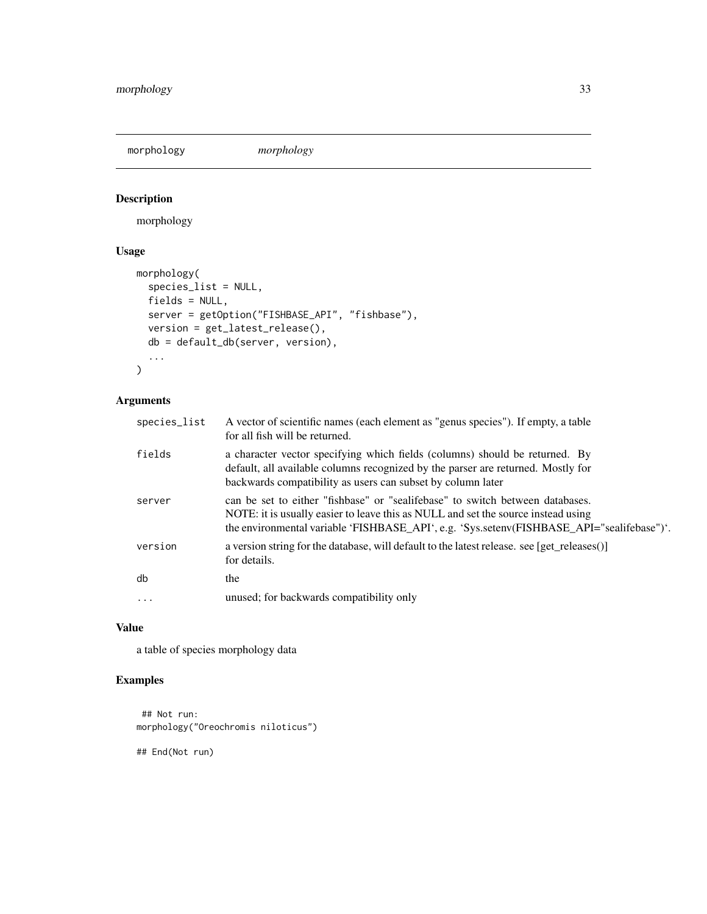# morphology *morphology*

## Description

morphology

## Usage

```
morphology(
  species_list = NULL,
  fields = NULL,
  server = getOption("FISHBASE_API", "fishbase"),
  version = get_latest_release(),
  db = default_db(server, version),
  ...
)
```

## Arguments

| | |
|---|---|
| species_list | A vector of scientific names (each element as "genus species"). If empty, a table for all fish will be returned. |
| fields | a character vector specifying which fields (columns) should be returned. By default, all available columns recognized by the parser are returned. Mostly for backwards compatibility as users can subset by column later |
| server | can be set to either "fishbase" or "sealifebase" to switch between databases. NOTE: it is usually easier to leave this as NULL and set the source instead using the environmental variable 'FISHBASE_API', e.g. 'Sys.setenv(FISHBASE_API="sealifebase")'. |
| version | a version string for the database, will default to the latest release. see [get_releases()] for details. |
| db | the |
| ... | unused; for backwards compatibility only |

## Value

a table of species morphology data

## Examples

```
## Not run:
morphology("Oreochromis niloticus")

## End(Not run)
```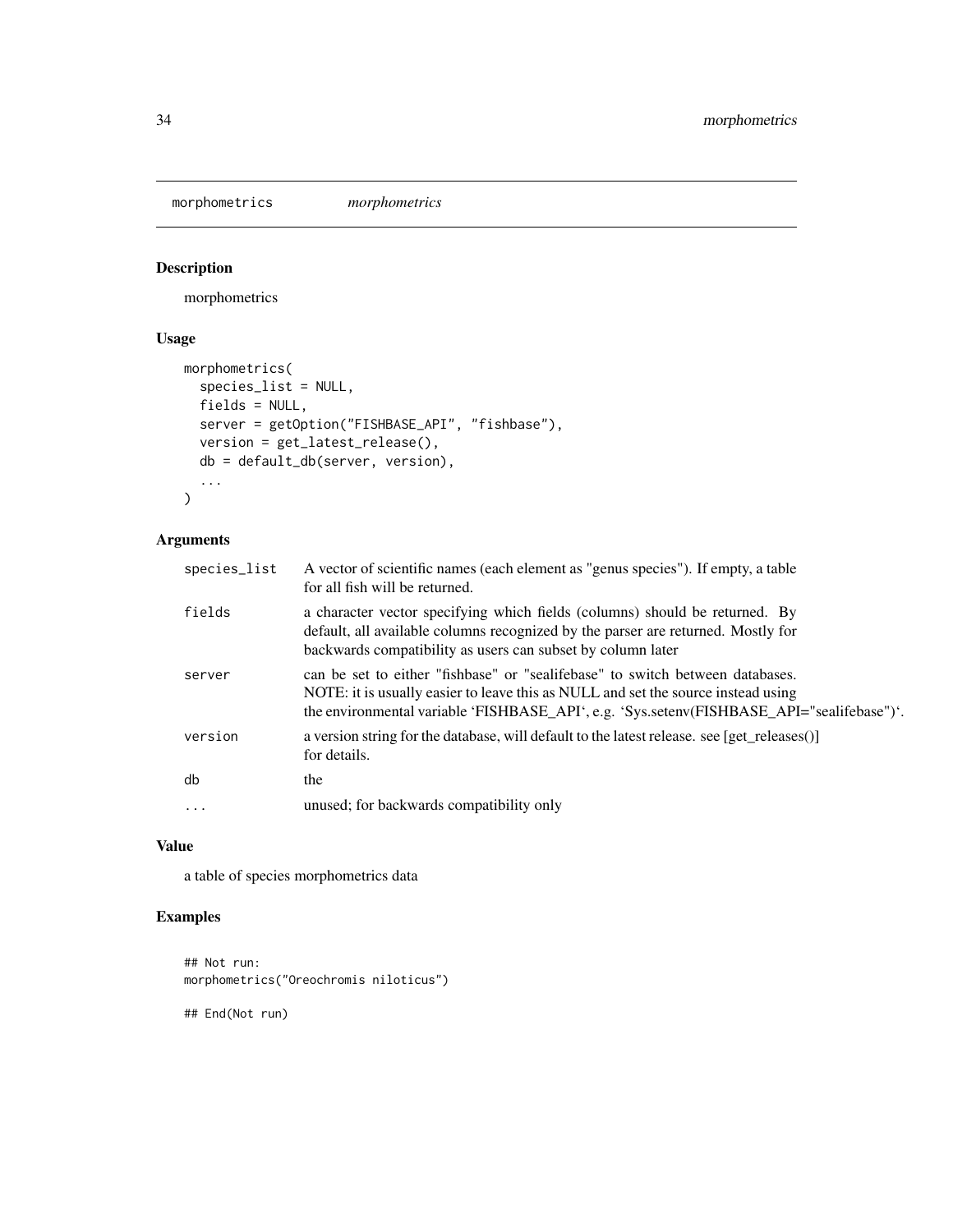## morphometrics — *morphometrics*

### Description

morphometrics

### Usage

```
morphometrics(
  species_list = NULL,
  fields = NULL,
  server = getOption("FISHBASE_API", "fishbase"),
  version = get_latest_release(),
  db = default_db(server, version),
  ...
)
```

### Arguments

| Argument | Description |
|---|---|
| species_list | A vector of scientific names (each element as "genus species"). If empty, a table for all fish will be returned. |
| fields | a character vector specifying which fields (columns) should be returned. By default, all available columns recognized by the parser are returned. Mostly for backwards compatibility as users can subset by column later |
| server | can be set to either "fishbase" or "sealifebase" to switch between databases. NOTE: it is usually easier to leave this as NULL and set the source instead using the environmental variable 'FISHBASE_API', e.g. 'Sys.setenv(FISHBASE_API="sealifebase")'. |
| version | a version string for the database, will default to the latest release. see [get_releases()] for details. |
| db | the |
| ... | unused; for backwards compatibility only |

### Value

a table of species morphometrics data

### Examples

```
## Not run:
morphometrics("Oreochromis niloticus")

## End(Not run)
```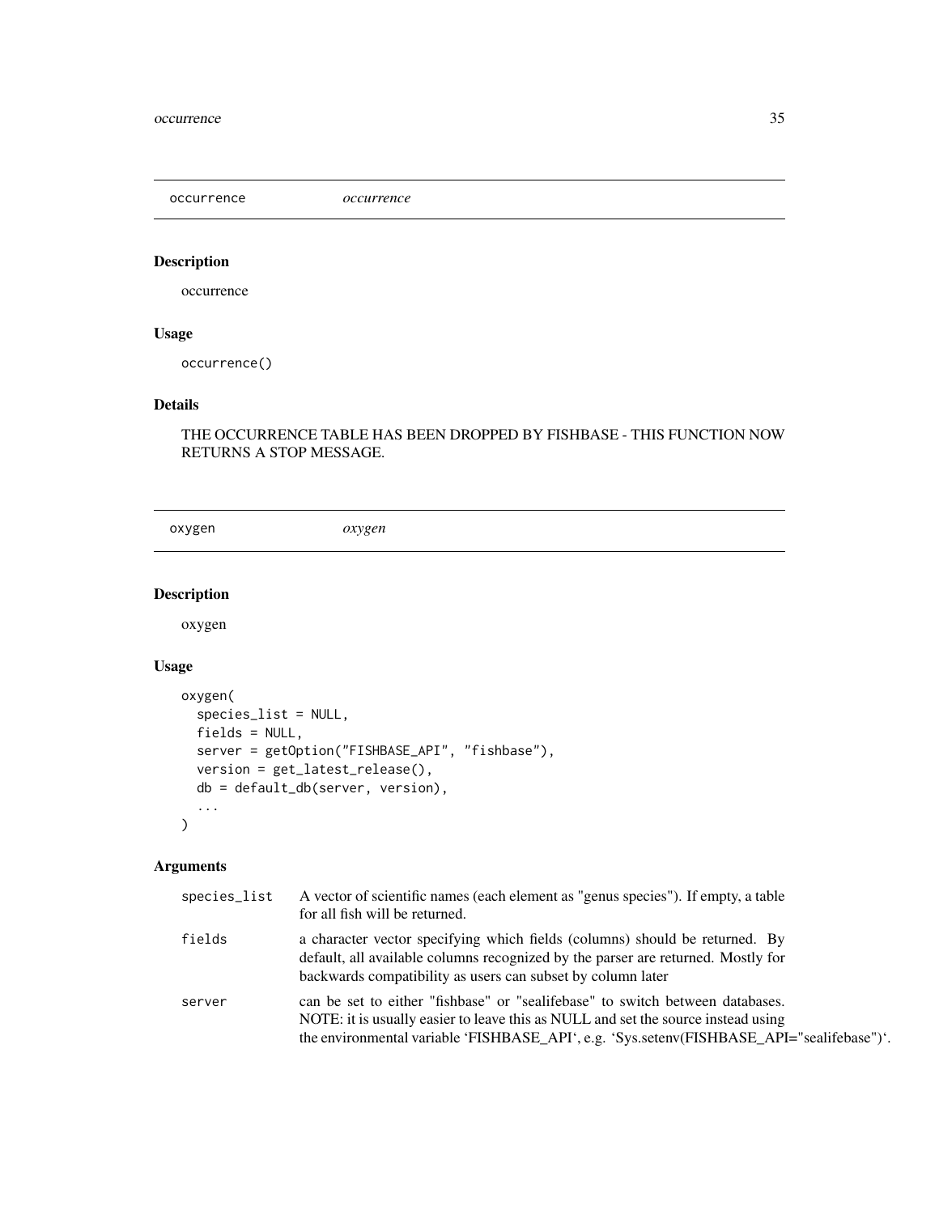## occurrence *occurrence*

### Description

occurrence

### Usage

```
occurrence()
```

### Details

THE OCCURRENCE TABLE HAS BEEN DROPPED BY FISHBASE - THIS FUNCTION NOW RETURNS A STOP MESSAGE.

## oxygen *oxygen*

### Description

oxygen

### Usage

```
oxygen(
  species_list = NULL,
  fields = NULL,
  server = getOption("FISHBASE_API", "fishbase"),
  version = get_latest_release(),
  db = default_db(server, version),
  ...
)
```

### Arguments

| | |
|---|---|
| species_list | A vector of scientific names (each element as "genus species"). If empty, a table for all fish will be returned. |
| fields | a character vector specifying which fields (columns) should be returned. By default, all available columns recognized by the parser are returned. Mostly for backwards compatibility as users can subset by column later |
| server | can be set to either "fishbase" or "sealifebase" to switch between databases. NOTE: it is usually easier to leave this as NULL and set the source instead using the environmental variable 'FISHBASE_API', e.g. 'Sys.setenv(FISHBASE_API="sealifebase")'. |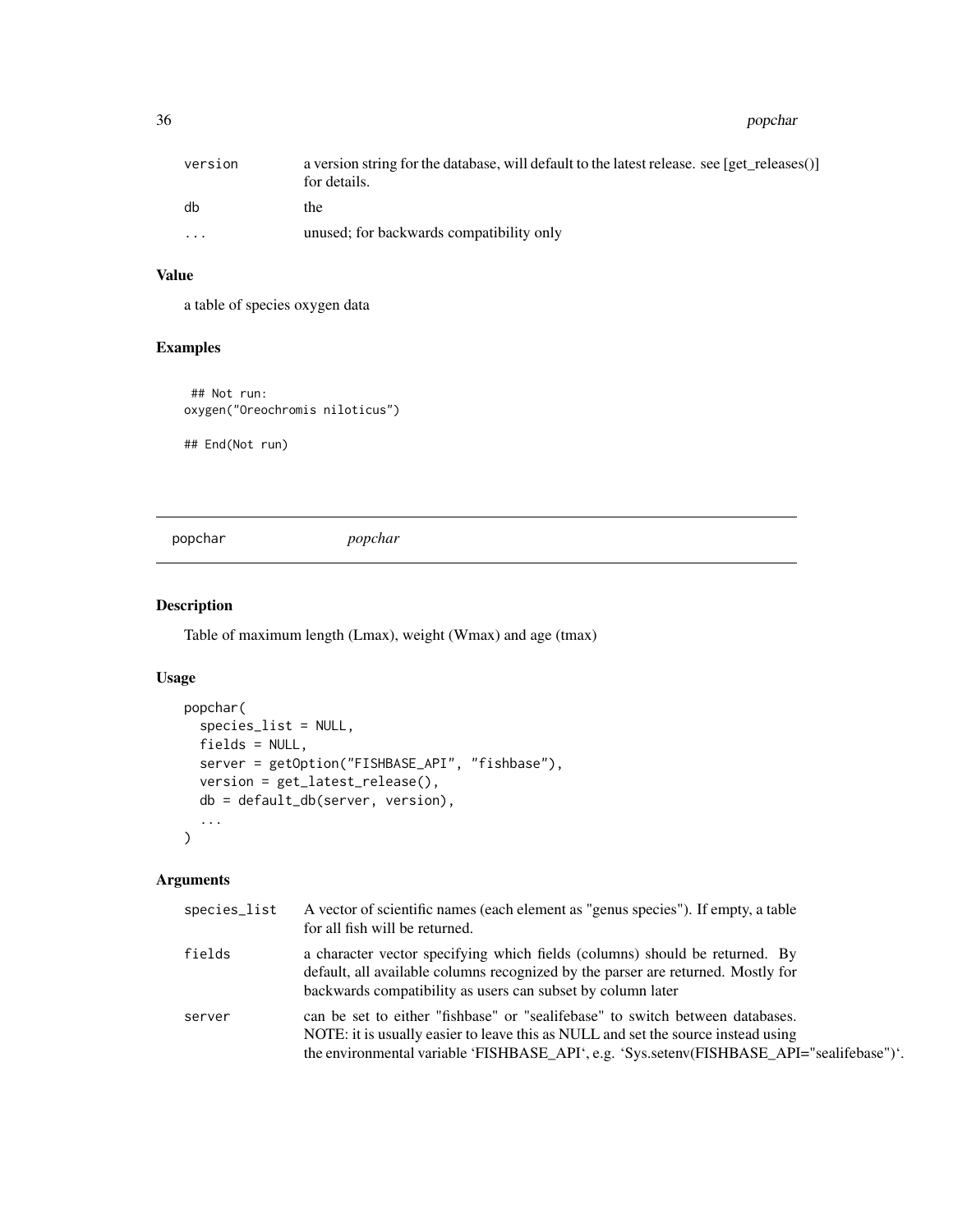| | |
|---|---|
| version | a version string for the database, will default to the latest release. see [get_releases()] for details. |
| db | the |
| ... | unused; for backwards compatibility only |

### Value

a table of species oxygen data

### Examples

```
## Not run:
oxygen("Oreochromis niloticus")

## End(Not run)
```

---

## popchar — *popchar*

### Description

Table of maximum length (Lmax), weight (Wmax) and age (tmax)

### Usage

```
popchar(
  species_list = NULL,
  fields = NULL,
  server = getOption("FISHBASE_API", "fishbase"),
  version = get_latest_release(),
  db = default_db(server, version),
  ...
)
```

### Arguments

| | |
|---|---|
| species_list | A vector of scientific names (each element as "genus species"). If empty, a table for all fish will be returned. |
| fields | a character vector specifying which fields (columns) should be returned. By default, all available columns recognized by the parser are returned. Mostly for backwards compatibility as users can subset by column later |
| server | can be set to either "fishbase" or "sealifebase" to switch between databases. NOTE: it is usually easier to leave this as NULL and set the source instead using the environmental variable ‘FISHBASE_API‘, e.g. ‘Sys.setenv(FISHBASE_API="sealifebase")‘. |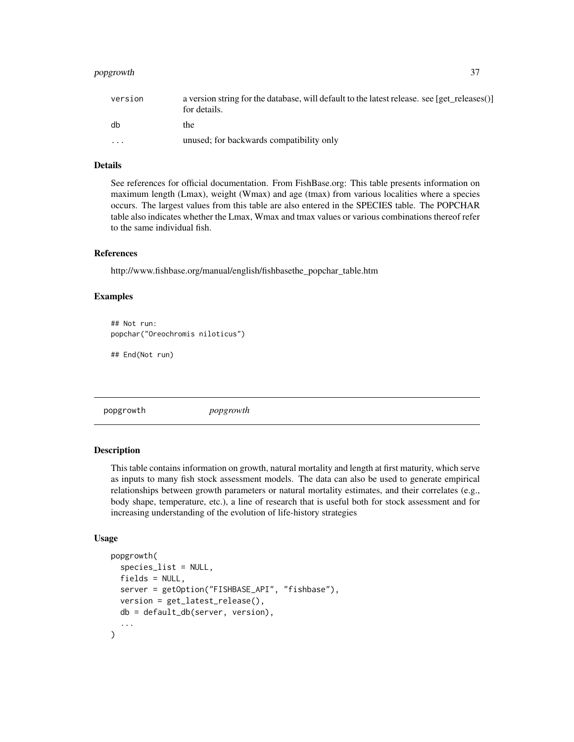| | |
|---|---|
| version | a version string for the database, will default to the latest release. see [get_releases()] for details. |
| db | the |
| ... | unused; for backwards compatibility only |

### Details

See references for official documentation. From FishBase.org: This table presents information on maximum length (Lmax), weight (Wmax) and age (tmax) from various localities where a species occurs. The largest values from this table are also entered in the SPECIES table. The POPCHAR table also indicates whether the Lmax, Wmax and tmax values or various combinations thereof refer to the same individual fish.

### References

http://www.fishbase.org/manual/english/fishbasethe_popchar_table.htm

### Examples

```
## Not run:
popchar("Oreochromis niloticus")

## End(Not run)
```

## popgrowth *popgrowth*

### Description

This table contains information on growth, natural mortality and length at first maturity, which serve as inputs to many fish stock assessment models. The data can also be used to generate empirical relationships between growth parameters or natural mortality estimates, and their correlates (e.g., body shape, temperature, etc.), a line of research that is useful both for stock assessment and for increasing understanding of the evolution of life-history strategies

### Usage

```
popgrowth(
  species_list = NULL,
  fields = NULL,
  server = getOption("FISHBASE_API", "fishbase"),
  version = get_latest_release(),
  db = default_db(server, version),
  ...
)
```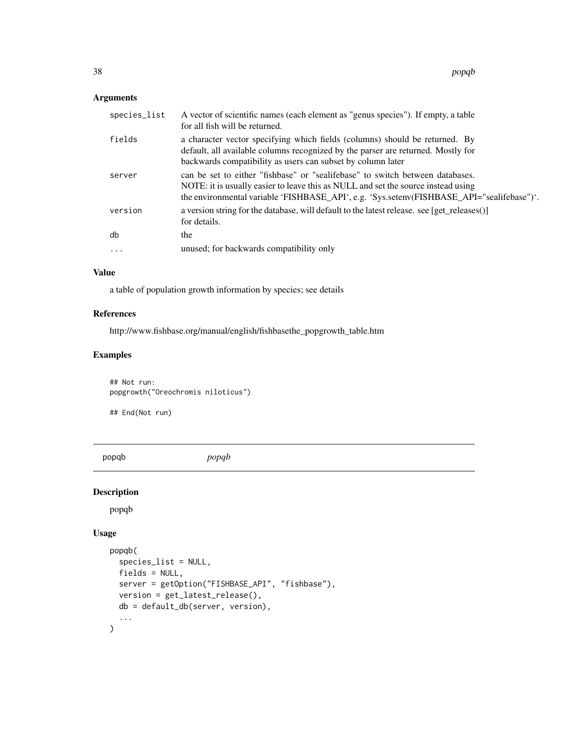### Arguments

| | |
|---|---|
| species_list | A vector of scientific names (each element as "genus species"). If empty, a table for all fish will be returned. |
| fields | a character vector specifying which fields (columns) should be returned. By default, all available columns recognized by the parser are returned. Mostly for backwards compatibility as users can subset by column later |
| server | can be set to either "fishbase" or "sealifebase" to switch between databases. NOTE: it is usually easier to leave this as NULL and set the source instead using the environmental variable 'FISHBASE_API', e.g. 'Sys.setenv(FISHBASE_API="sealifebase")'. |
| version | a version string for the database, will default to the latest release. see [get_releases()] for details. |
| db | the |
| ... | unused; for backwards compatibility only |

### Value

a table of population growth information by species; see details

### References

http://www.fishbase.org/manual/english/fishbasethe_popgrowth_table.htm

### Examples

```
## Not run:
popgrowth("Oreochromis niloticus")

## End(Not run)
```

---

## popqb *popqb*

### Description

popqb

### Usage

```
popqb(
  species_list = NULL,
  fields = NULL,
  server = getOption("FISHBASE_API", "fishbase"),
  version = get_latest_release(),
  db = default_db(server, version),
  ...
)
```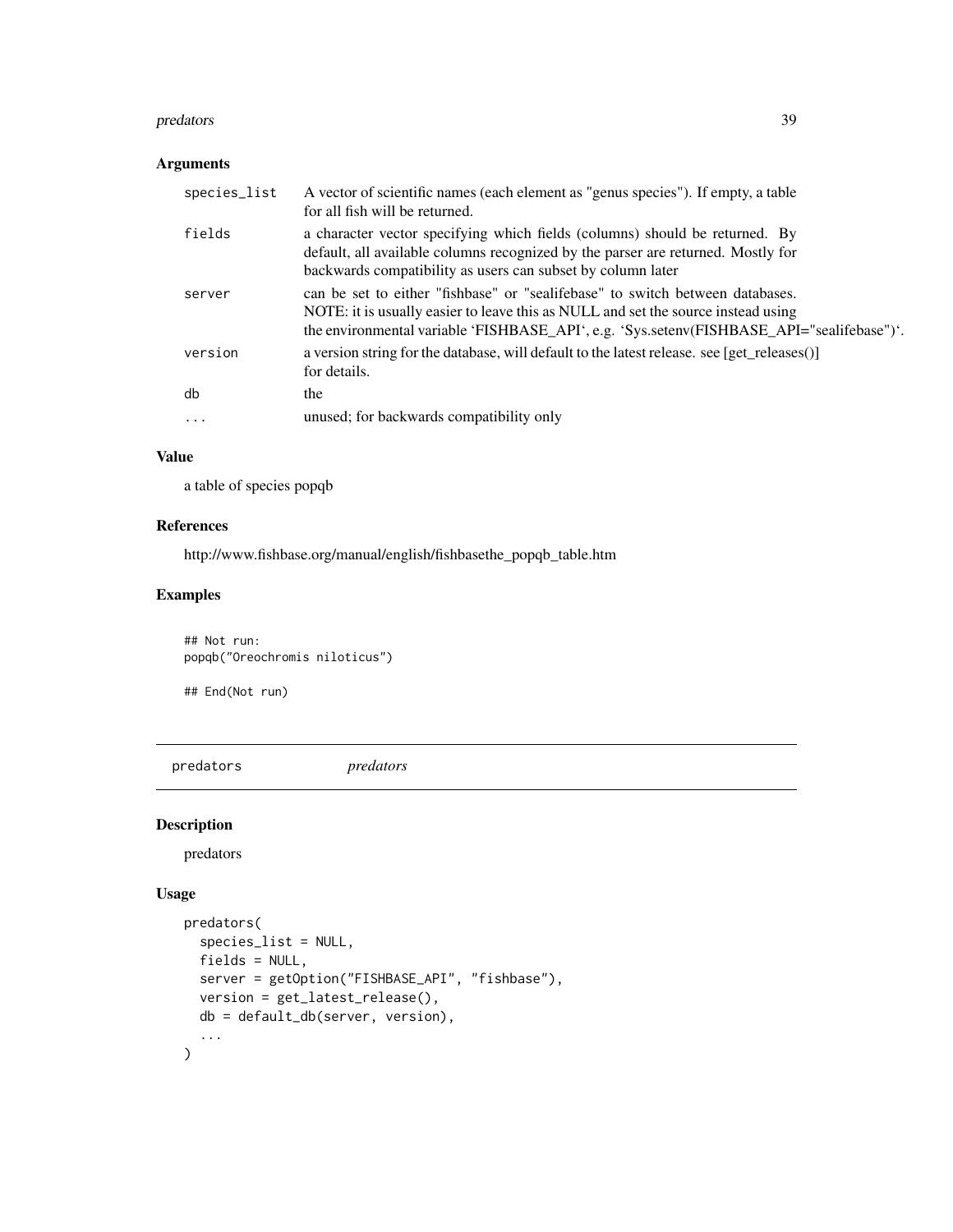### Arguments

| | |
|---|---|
| species_list | A vector of scientific names (each element as "genus species"). If empty, a table for all fish will be returned. |
| fields | a character vector specifying which fields (columns) should be returned. By default, all available columns recognized by the parser are returned. Mostly for backwards compatibility as users can subset by column later |
| server | can be set to either "fishbase" or "sealifebase" to switch between databases. NOTE: it is usually easier to leave this as NULL and set the source instead using the environmental variable 'FISHBASE_API', e.g. 'Sys.setenv(FISHBASE_API="sealifebase")'. |
| version | a version string for the database, will default to the latest release. see [get_releases()] for details. |
| db | the |
| ... | unused; for backwards compatibility only |

### Value

a table of species popqb

### References

http://www.fishbase.org/manual/english/fishbasethe_popqb_table.htm

### Examples

```
## Not run:
popqb("Oreochromis niloticus")

## End(Not run)
```

---

## predators *predators*

### Description

predators

### Usage

```
predators(
  species_list = NULL,
  fields = NULL,
  server = getOption("FISHBASE_API", "fishbase"),
  version = get_latest_release(),
  db = default_db(server, version),
  ...
)
```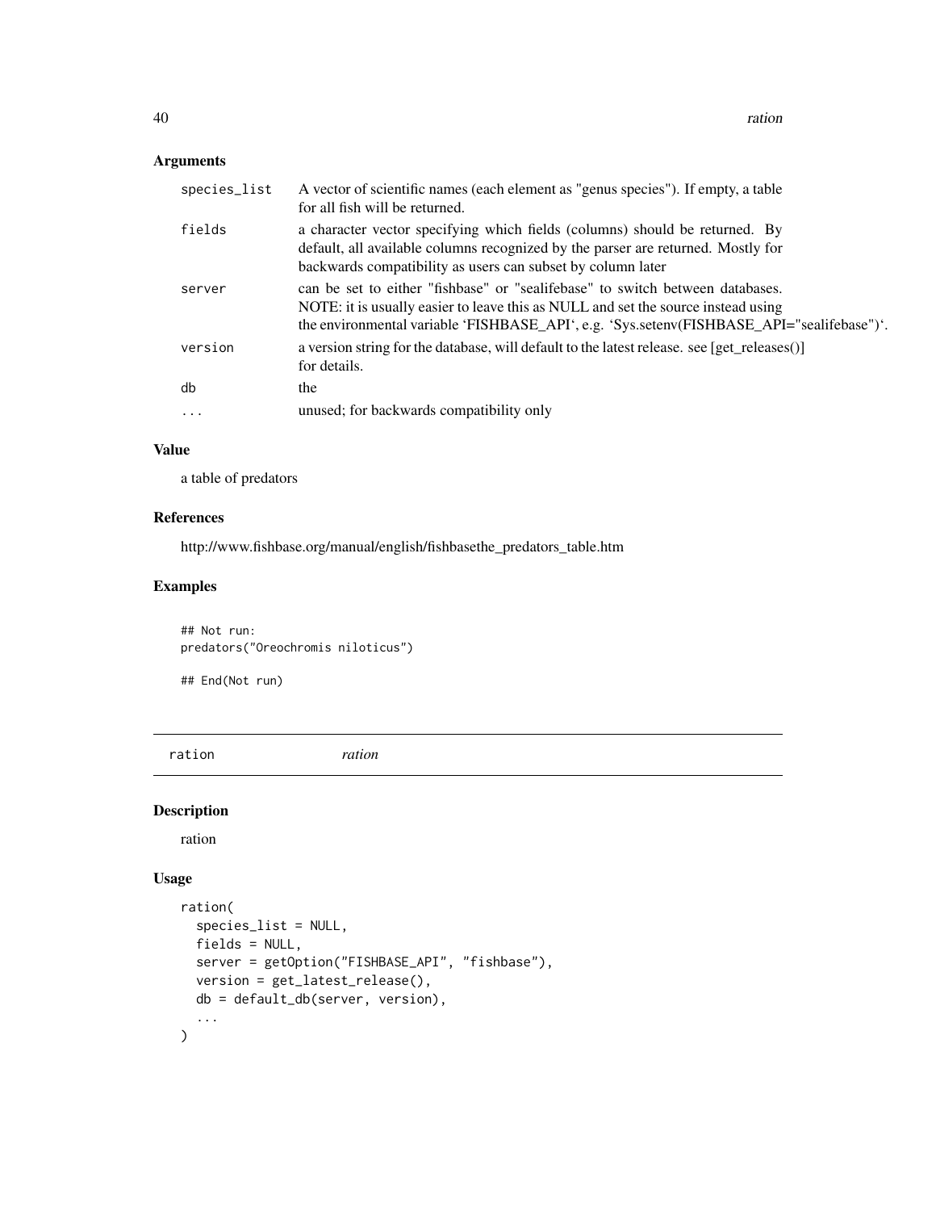## Arguments

| | |
|---|---|
| species_list | A vector of scientific names (each element as "genus species"). If empty, a table for all fish will be returned. |
| fields | a character vector specifying which fields (columns) should be returned. By default, all available columns recognized by the parser are returned. Mostly for backwards compatibility as users can subset by column later |
| server | can be set to either "fishbase" or "sealifebase" to switch between databases. NOTE: it is usually easier to leave this as NULL and set the source instead using the environmental variable 'FISHBASE_API', e.g. 'Sys.setenv(FISHBASE_API="sealifebase")'. |
| version | a version string for the database, will default to the latest release. see [get_releases()] for details. |
| db | the |
| ... | unused; for backwards compatibility only |

## Value

a table of predators

## References

http://www.fishbase.org/manual/english/fishbasethe_predators_table.htm

## Examples

```
## Not run:
predators("Oreochromis niloticus")

## End(Not run)
```

---

# ration *ration*

## Description

ration

## Usage

```
ration(
  species_list = NULL,
  fields = NULL,
  server = getOption("FISHBASE_API", "fishbase"),
  version = get_latest_release(),
  db = default_db(server, version),
  ...
)
```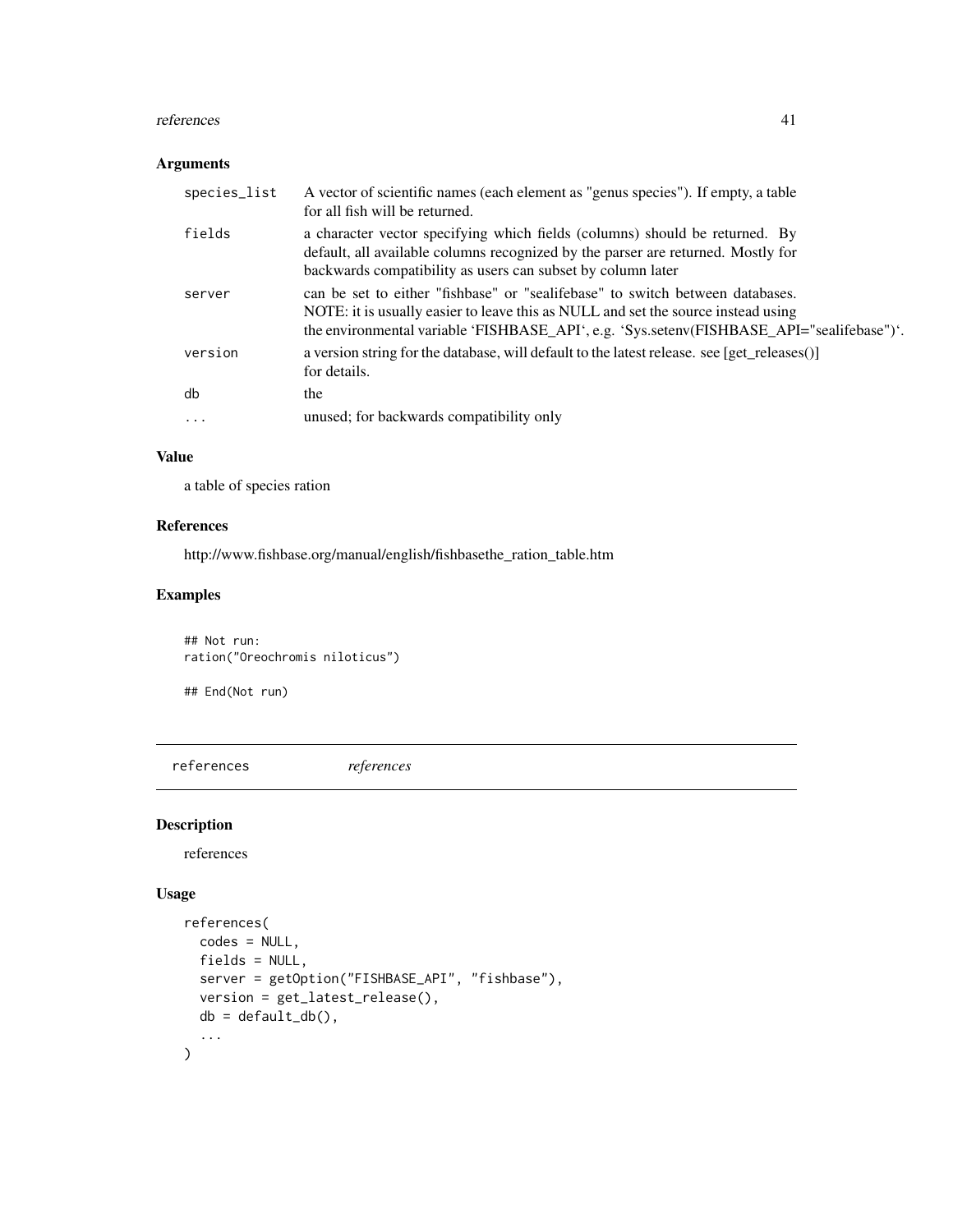### Arguments

| | |
|---|---|
| species_list | A vector of scientific names (each element as "genus species"). If empty, a table for all fish will be returned. |
| fields | a character vector specifying which fields (columns) should be returned. By default, all available columns recognized by the parser are returned. Mostly for backwards compatibility as users can subset by column later |
| server | can be set to either "fishbase" or "sealifebase" to switch between databases. NOTE: it is usually easier to leave this as NULL and set the source instead using the environmental variable 'FISHBASE_API', e.g. 'Sys.setenv(FISHBASE_API="sealifebase")'. |
| version | a version string for the database, will default to the latest release. see [get_releases()] for details. |
| db | the |
| ... | unused; for backwards compatibility only |

### Value

a table of species ration

### References

http://www.fishbase.org/manual/english/fishbasethe_ration_table.htm

### Examples

```
## Not run:
ration("Oreochromis niloticus")

## End(Not run)
```

---

## references *references*

### Description

references

### Usage

```
references(
  codes = NULL,
  fields = NULL,
  server = getOption("FISHBASE_API", "fishbase"),
  version = get_latest_release(),
  db = default_db(),
  ...
)
```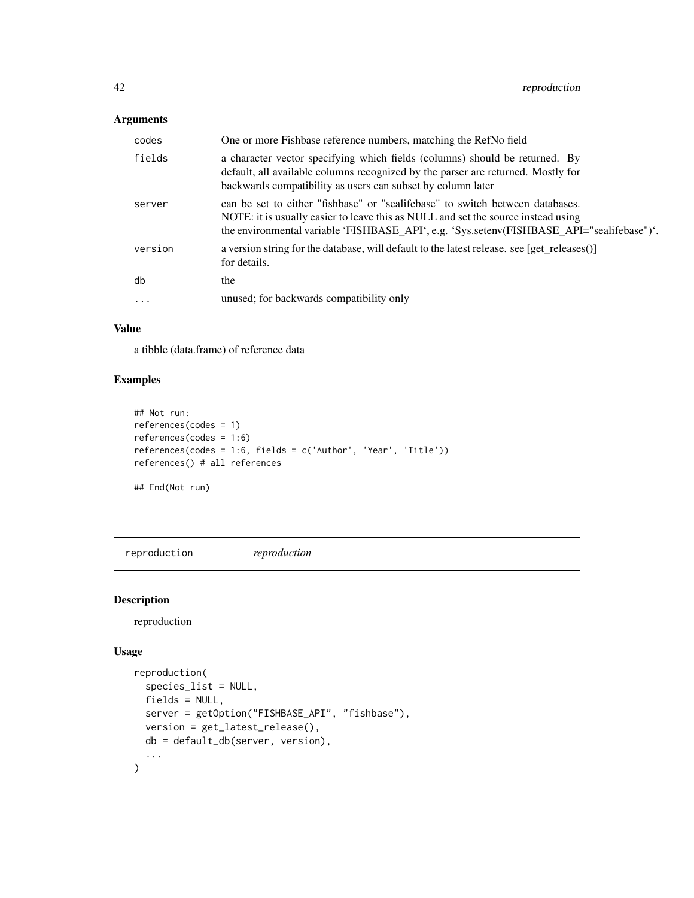### Arguments

| | |
|---|---|
| codes | One or more Fishbase reference numbers, matching the RefNo field |
| fields | a character vector specifying which fields (columns) should be returned. By default, all available columns recognized by the parser are returned. Mostly for backwards compatibility as users can subset by column later |
| server | can be set to either "fishbase" or "sealifebase" to switch between databases. NOTE: it is usually easier to leave this as NULL and set the source instead using the environmental variable 'FISHBASE_API', e.g. 'Sys.setenv(FISHBASE_API="sealifebase")'. |
| version | a version string for the database, will default to the latest release. see [get_releases()] for details. |
| db | the |
| ... | unused; for backwards compatibility only |

### Value

a tibble (data.frame) of reference data

### Examples

```
## Not run:
references(codes = 1)
references(codes = 1:6)
references(codes = 1:6, fields = c('Author', 'Year', 'Title'))
references() # all references

## End(Not run)
```

---

## reproduction *reproduction*

---

### Description

reproduction

### Usage

```
reproduction(
  species_list = NULL,
  fields = NULL,
  server = getOption("FISHBASE_API", "fishbase"),
  version = get_latest_release(),
  db = default_db(server, version),
  ...
)
```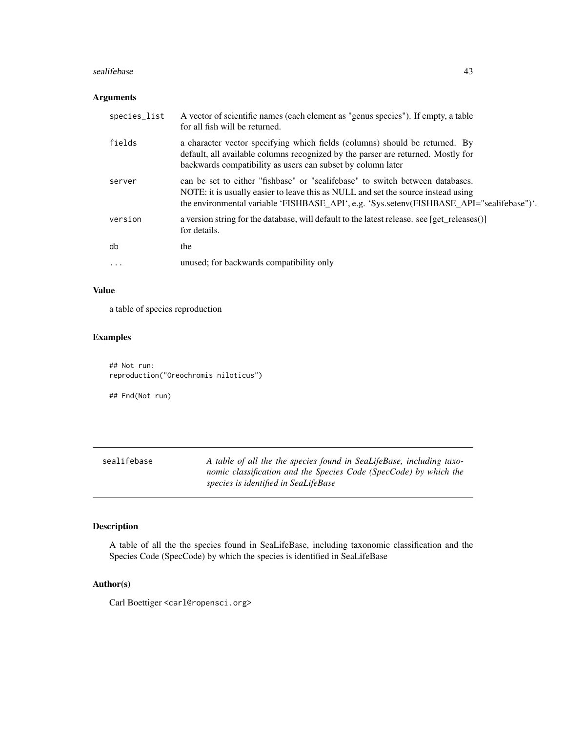## Arguments

| | |
|---|---|
| species_list | A vector of scientific names (each element as "genus species"). If empty, a table for all fish will be returned. |
| fields | a character vector specifying which fields (columns) should be returned. By default, all available columns recognized by the parser are returned. Mostly for backwards compatibility as users can subset by column later |
| server | can be set to either "fishbase" or "sealifebase" to switch between databases. NOTE: it is usually easier to leave this as NULL and set the source instead using the environmental variable 'FISHBASE_API', e.g. 'Sys.setenv(FISHBASE_API="sealifebase")'. |
| version | a version string for the database, will default to the latest release. see [get_releases()] for details. |
| db | the |
| ... | unused; for backwards compatibility only |

## Value

a table of species reproduction

## Examples

```
## Not run:
reproduction("Oreochromis niloticus")

## End(Not run)
```

---

# sealifebase

*A table of all the the species found in SeaLifeBase, including taxonomic classification and the Species Code (SpecCode) by which the species is identified in SeaLifeBase*

## Description

A table of all the the species found in SeaLifeBase, including taxonomic classification and the Species Code (SpecCode) by which the species is identified in SeaLifeBase

## Author(s)

Carl Boettiger <carl@ropensci.org>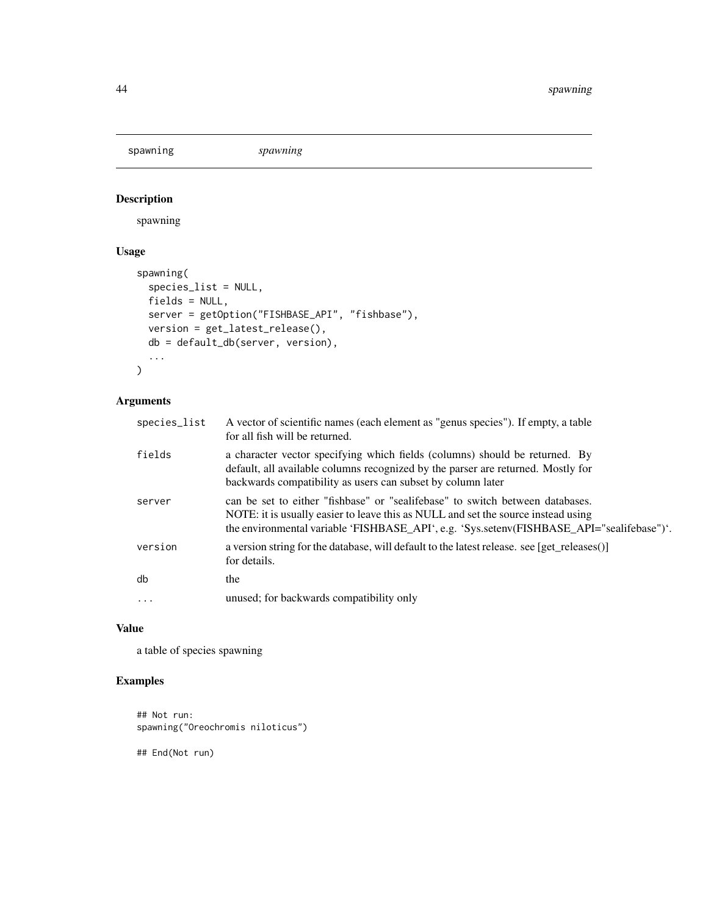# spawning — *spawning*

## Description

spawning

## Usage

```
spawning(
  species_list = NULL,
  fields = NULL,
  server = getOption("FISHBASE_API", "fishbase"),
  version = get_latest_release(),
  db = default_db(server, version),
  ...
)
```

## Arguments

| | |
|---|---|
| species_list | A vector of scientific names (each element as "genus species"). If empty, a table for all fish will be returned. |
| fields | a character vector specifying which fields (columns) should be returned. By default, all available columns recognized by the parser are returned. Mostly for backwards compatibility as users can subset by column later |
| server | can be set to either "fishbase" or "sealifebase" to switch between databases. NOTE: it is usually easier to leave this as NULL and set the source instead using the environmental variable 'FISHBASE_API', e.g. 'Sys.setenv(FISHBASE_API="sealifebase")'. |
| version | a version string for the database, will default to the latest release. see [get_releases()] for details. |
| db | the |
| ... | unused; for backwards compatibility only |

## Value

a table of species spawning

## Examples

```
## Not run:
spawning("Oreochromis niloticus")

## End(Not run)
```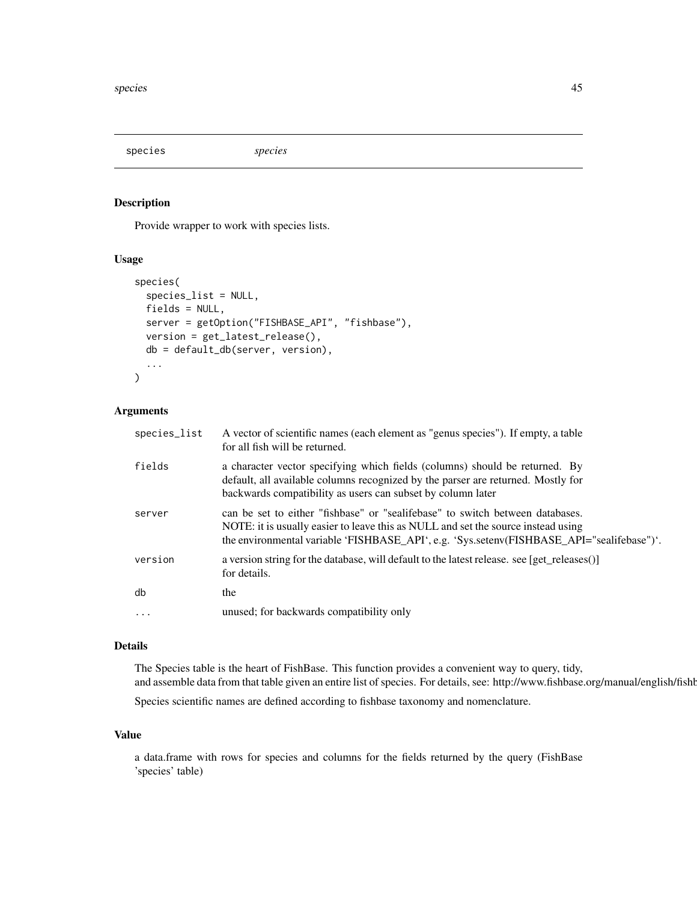## species *species*

### Description

Provide wrapper to work with species lists.

### Usage

```
species(
  species_list = NULL,
  fields = NULL,
  server = getOption("FISHBASE_API", "fishbase"),
  version = get_latest_release(),
  db = default_db(server, version),
  ...
)
```

### Arguments

| Argument | Description |
|---|---|
| species_list | A vector of scientific names (each element as "genus species"). If empty, a table for all fish will be returned. |
| fields | a character vector specifying which fields (columns) should be returned. By default, all available columns recognized by the parser are returned. Mostly for backwards compatibility as users can subset by column later |
| server | can be set to either "fishbase" or "sealifebase" to switch between databases. NOTE: it is usually easier to leave this as NULL and set the source instead using the environmental variable 'FISHBASE_API', e.g. 'Sys.setenv(FISHBASE_API="sealifebase")'. |
| version | a version string for the database, will default to the latest release. see [get_releases()] for details. |
| db | the |
| ... | unused; for backwards compatibility only |

### Details

The Species table is the heart of FishBase. This function provides a convenient way to query, tidy, and assemble data from that table given an entire list of species. For details, see: http://www.fishbase.org/manual/english/fishb

Species scientific names are defined according to fishbase taxonomy and nomenclature.

### Value

a data.frame with rows for species and columns for the fields returned by the query (FishBase 'species' table)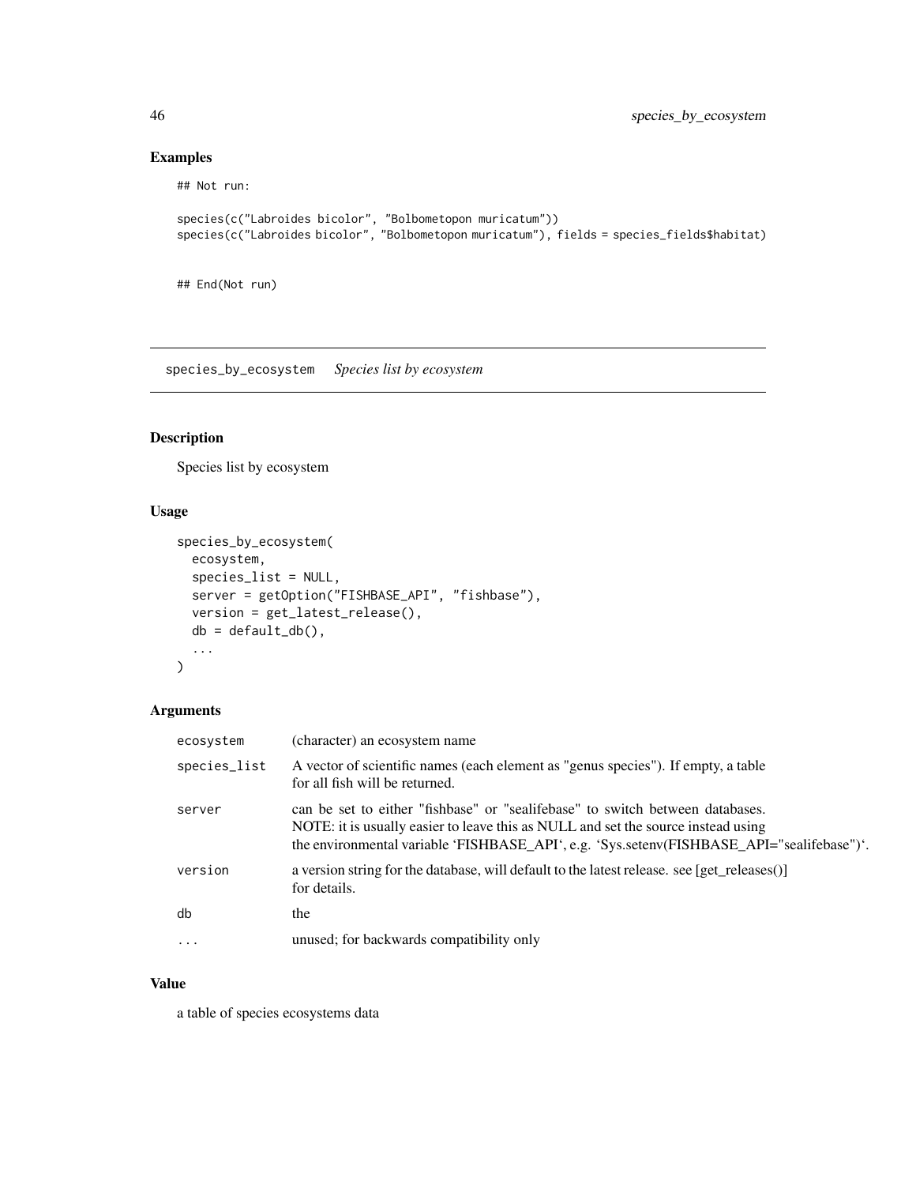## Examples

```
## Not run:

species(c("Labroides bicolor", "Bolbometopon muricatum"))
species(c("Labroides bicolor", "Bolbometopon muricatum"), fields = species_fields$habitat)


## End(Not run)
```

---

## species_by_ecosystem    *Species list by ecosystem*

---

### Description

Species list by ecosystem

### Usage

```
species_by_ecosystem(
  ecosystem,
  species_list = NULL,
  server = getOption("FISHBASE_API", "fishbase"),
  version = get_latest_release(),
  db = default_db(),
  ...
)
```

### Arguments

| | |
|---|---|
| `ecosystem` | (character) an ecosystem name |
| `species_list` | A vector of scientific names (each element as "genus species"). If empty, a table for all fish will be returned. |
| `server` | can be set to either "fishbase" or "sealifebase" to switch between databases. NOTE: it is usually easier to leave this as NULL and set the source instead using the environmental variable 'FISHBASE_API', e.g. 'Sys.setenv(FISHBASE_API="sealifebase")'. |
| `version` | a version string for the database, will default to the latest release. see [get_releases()] for details. |
| `db` | the |
| `...` | unused; for backwards compatibility only |

### Value

a table of species ecosystems data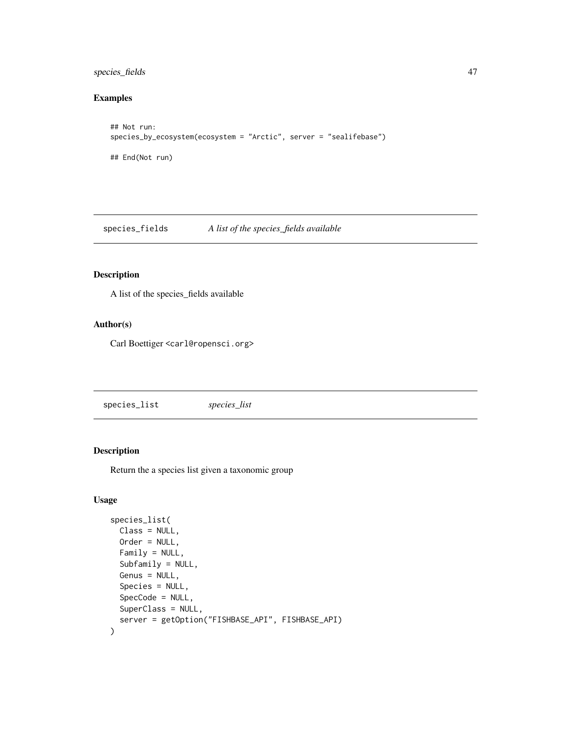## Examples

```
## Not run:
species_by_ecosystem(ecosystem = "Arctic", server = "sealifebase")

## End(Not run)
```

---

# species_fields *A list of the species_fields available*

---

## Description

A list of the species_fields available

## Author(s)

Carl Boettiger <carl@ropensci.org>

---

# species_list *species_list*

---

## Description

Return the a species list given a taxonomic group

## Usage

```
species_list(
  Class = NULL,
  Order = NULL,
  Family = NULL,
  Subfamily = NULL,
  Genus = NULL,
  Species = NULL,
  SpecCode = NULL,
  SuperClass = NULL,
  server = getOption("FISHBASE_API", FISHBASE_API)
)
```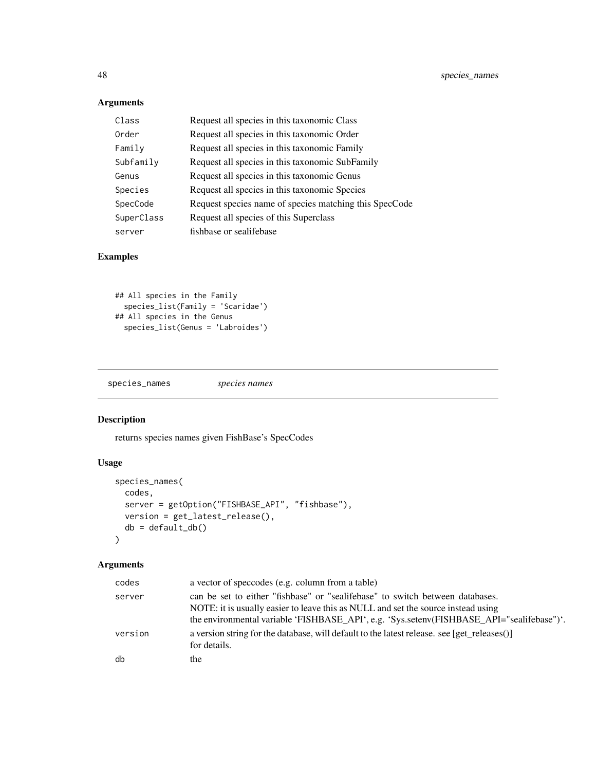### Arguments

| | |
|---|---|
| Class | Request all species in this taxonomic Class |
| Order | Request all species in this taxonomic Order |
| Family | Request all species in this taxonomic Family |
| Subfamily | Request all species in this taxonomic SubFamily |
| Genus | Request all species in this taxonomic Genus |
| Species | Request all species in this taxonomic Species |
| SpecCode | Request species name of species matching this SpecCode |
| SuperClass | Request all species of this Superclass |
| server | fishbase or sealifebase |

### Examples

```
## All species in the Family
  species_list(Family = 'Scaridae')
## All species in the Genus
  species_list(Genus = 'Labroides')
```

---

## species_names    *species names*

---

### Description

returns species names given FishBase's SpecCodes

### Usage

```
species_names(
  codes,
  server = getOption("FISHBASE_API", "fishbase"),
  version = get_latest_release(),
  db = default_db()
)
```

### Arguments

| | |
|---|---|
| codes | a vector of speccodes (e.g. column from a table) |
| server | can be set to either "fishbase" or "sealifebase" to switch between databases. NOTE: it is usually easier to leave this as NULL and set the source instead using the environmental variable 'FISHBASE_API', e.g. 'Sys.setenv(FISHBASE_API="sealifebase")'. |
| version | a version string for the database, will default to the latest release. see [get_releases()] for details. |
| db | the |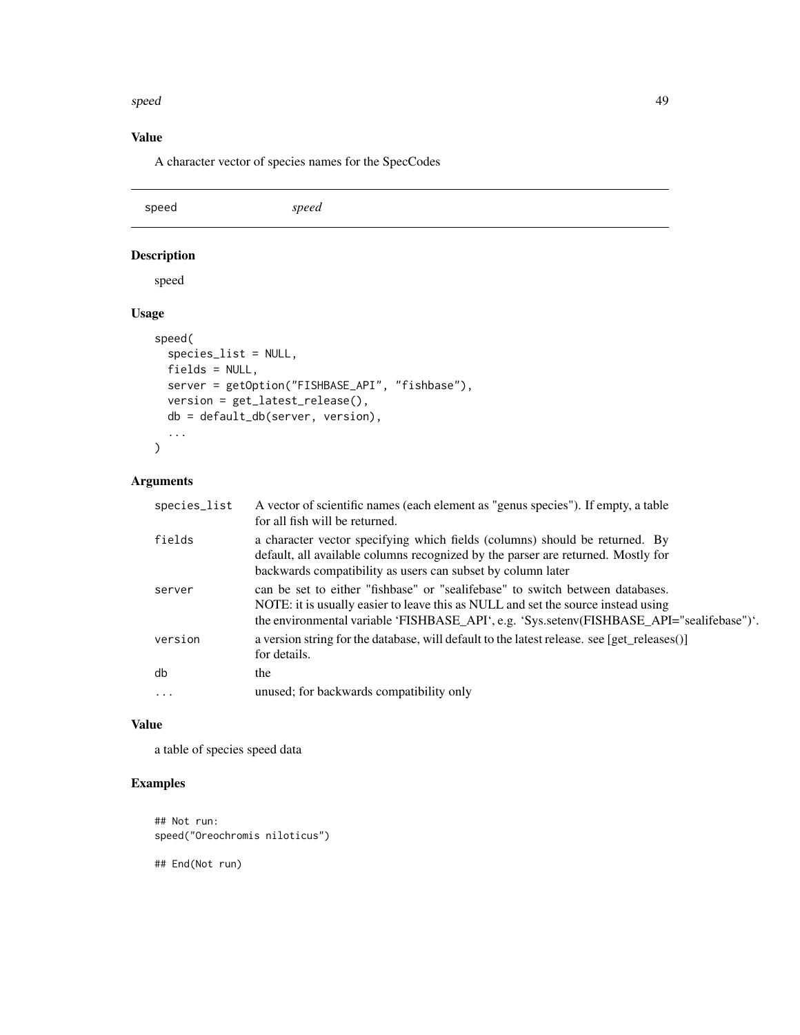### Value

A character vector of species names for the SpecCodes

## speed *speed*

### Description

speed

### Usage

```
speed(
  species_list = NULL,
  fields = NULL,
  server = getOption("FISHBASE_API", "fishbase"),
  version = get_latest_release(),
  db = default_db(server, version),
  ...
)
```

### Arguments

| | |
|---|---|
| species_list | A vector of scientific names (each element as "genus species"). If empty, a table for all fish will be returned. |
| fields | a character vector specifying which fields (columns) should be returned. By default, all available columns recognized by the parser are returned. Mostly for backwards compatibility as users can subset by column later |
| server | can be set to either "fishbase" or "sealifebase" to switch between databases. NOTE: it is usually easier to leave this as NULL and set the source instead using the environmental variable 'FISHBASE_API', e.g. 'Sys.setenv(FISHBASE_API="sealifebase")'. |
| version | a version string for the database, will default to the latest release. see [get_releases()] for details. |
| db | the |
| ... | unused; for backwards compatibility only |

### Value

a table of species speed data

### Examples

```
## Not run:
speed("Oreochromis niloticus")

## End(Not run)
```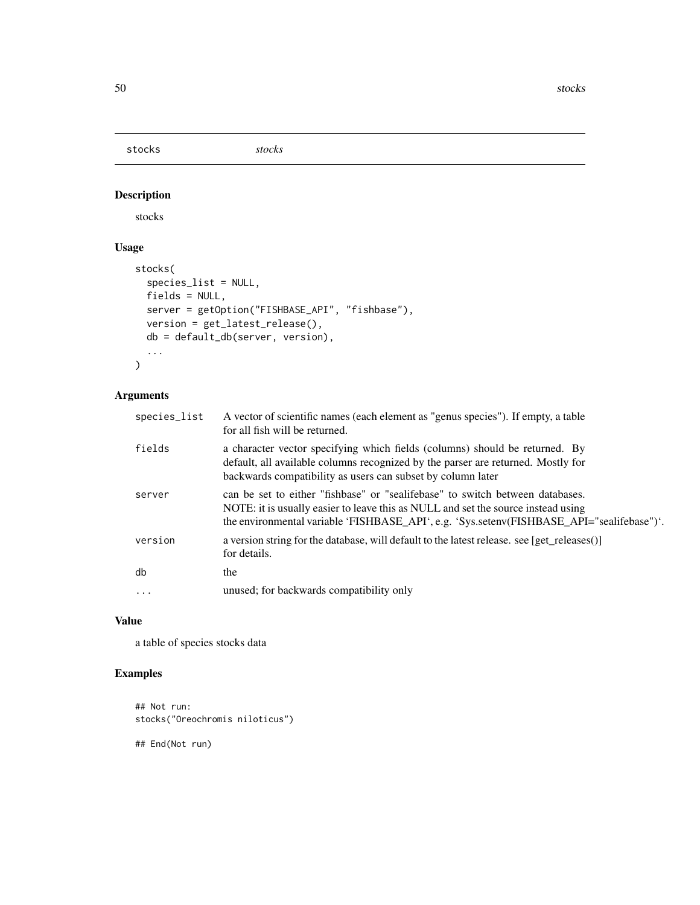stocks *stocks*

## Description

stocks

## Usage

```
stocks(
  species_list = NULL,
  fields = NULL,
  server = getOption("FISHBASE_API", "fishbase"),
  version = get_latest_release(),
  db = default_db(server, version),
  ...
)
```

## Arguments

| | |
|---|---|
| species_list | A vector of scientific names (each element as "genus species"). If empty, a table for all fish will be returned. |
| fields | a character vector specifying which fields (columns) should be returned. By default, all available columns recognized by the parser are returned. Mostly for backwards compatibility as users can subset by column later |
| server | can be set to either "fishbase" or "sealifebase" to switch between databases. NOTE: it is usually easier to leave this as NULL and set the source instead using the environmental variable 'FISHBASE_API', e.g. 'Sys.setenv(FISHBASE_API="sealifebase")'. |
| version | a version string for the database, will default to the latest release. see [get_releases()] for details. |
| db | the |
| ... | unused; for backwards compatibility only |

## Value

a table of species stocks data

## Examples

```
## Not run:
stocks("Oreochromis niloticus")

## End(Not run)
```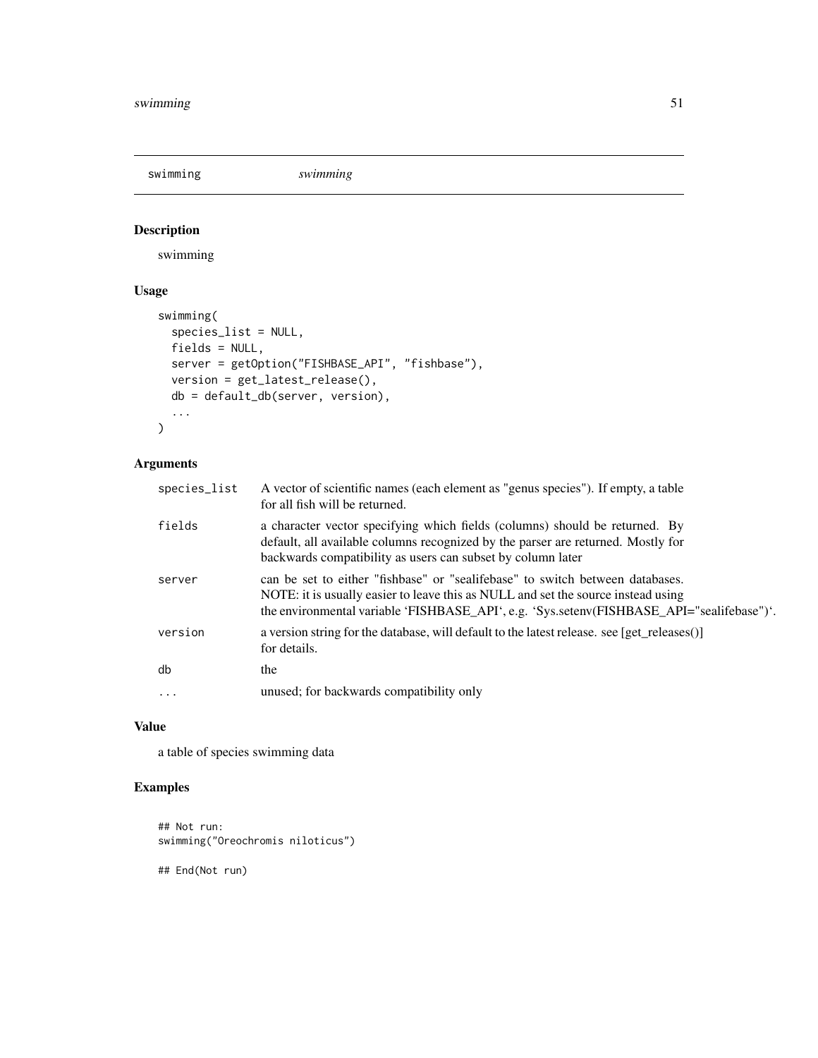swimming *swimming*

## Description

swimming

## Usage

```
swimming(
  species_list = NULL,
  fields = NULL,
  server = getOption("FISHBASE_API", "fishbase"),
  version = get_latest_release(),
  db = default_db(server, version),
  ...
)
```

## Arguments

| | |
|---|---|
| species_list | A vector of scientific names (each element as "genus species"). If empty, a table for all fish will be returned. |
| fields | a character vector specifying which fields (columns) should be returned. By default, all available columns recognized by the parser are returned. Mostly for backwards compatibility as users can subset by column later |
| server | can be set to either "fishbase" or "sealifebase" to switch between databases. NOTE: it is usually easier to leave this as NULL and set the source instead using the environmental variable 'FISHBASE_API', e.g. 'Sys.setenv(FISHBASE_API="sealifebase")'. |
| version | a version string for the database, will default to the latest release. see [get_releases()] for details. |
| db | the |
| ... | unused; for backwards compatibility only |

## Value

a table of species swimming data

## Examples

```
## Not run:
swimming("Oreochromis niloticus")

## End(Not run)
```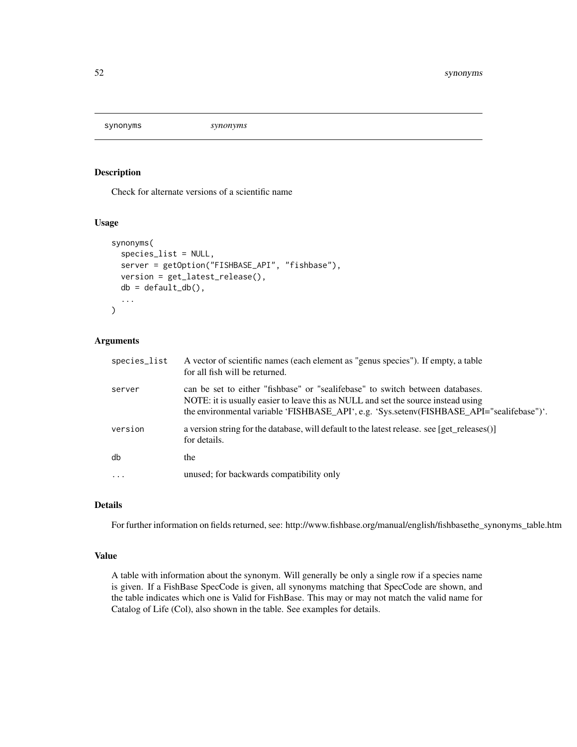## synonyms *synonyms*

### Description

Check for alternate versions of a scientific name

### Usage

```
synonyms(
  species_list = NULL,
  server = getOption("FISHBASE_API", "fishbase"),
  version = get_latest_release(),
  db = default_db(),
  ...
)
```

### Arguments

| | |
|---|---|
| species_list | A vector of scientific names (each element as "genus species"). If empty, a table for all fish will be returned. |
| server | can be set to either "fishbase" or "sealifebase" to switch between databases. NOTE: it is usually easier to leave this as NULL and set the source instead using the environmental variable 'FISHBASE_API', e.g. 'Sys.setenv(FISHBASE_API="sealifebase")'. |
| version | a version string for the database, will default to the latest release. see [get_releases()] for details. |
| db | the |
| ... | unused; for backwards compatibility only |

### Details

For further information on fields returned, see: http://www.fishbase.org/manual/english/fishbasethe_synonyms_table.htm

### Value

A table with information about the synonym. Will generally be only a single row if a species name is given. If a FishBase SpecCode is given, all synonyms matching that SpecCode are shown, and the table indicates which one is Valid for FishBase. This may or may not match the valid name for Catalog of Life (Col), also shown in the table. See examples for details.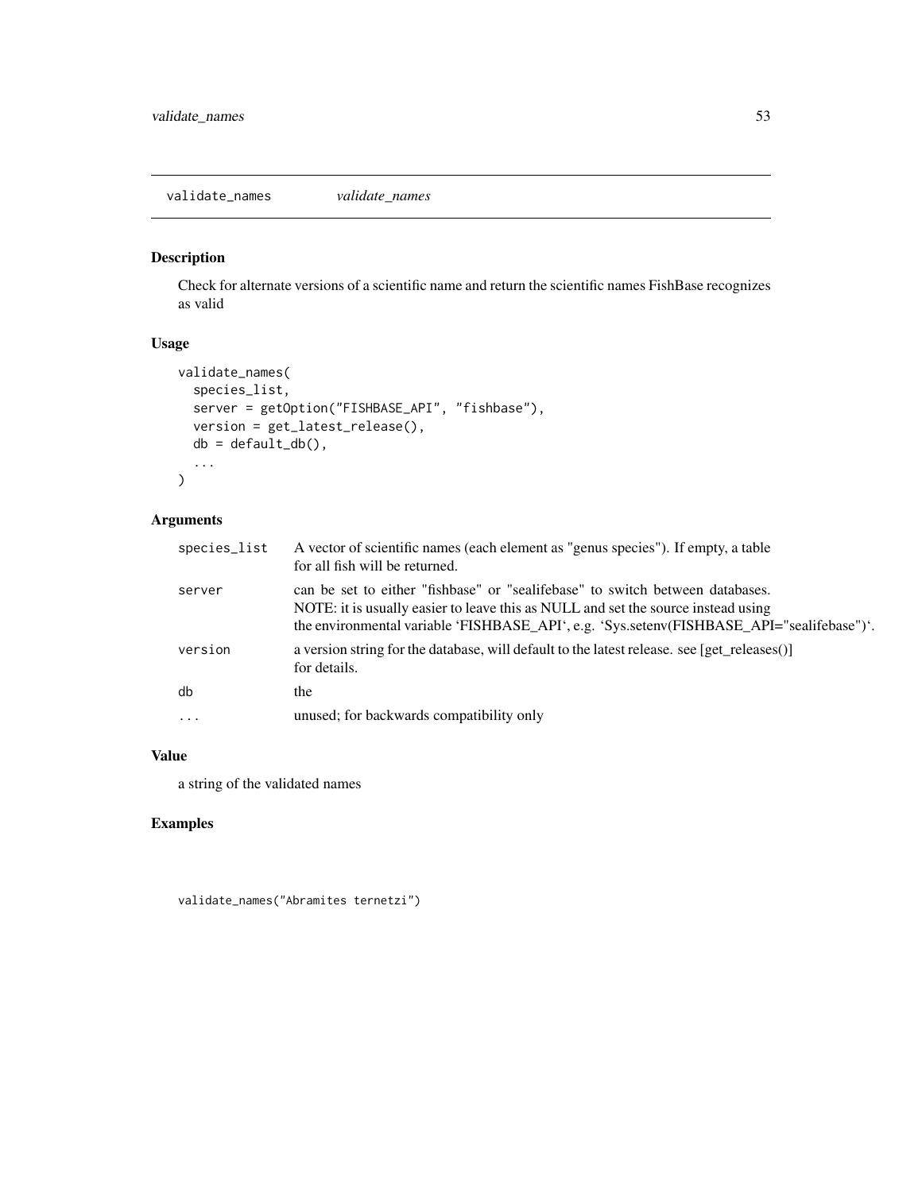## validate_names    *validate_names*

### Description

Check for alternate versions of a scientific name and return the scientific names FishBase recognizes as valid

### Usage

```
validate_names(
  species_list,
  server = getOption("FISHBASE_API", "fishbase"),
  version = get_latest_release(),
  db = default_db(),
  ...
)
```

### Arguments

| | |
|---|---|
| species_list | A vector of scientific names (each element as "genus species"). If empty, a table for all fish will be returned. |
| server | can be set to either "fishbase" or "sealifebase" to switch between databases. NOTE: it is usually easier to leave this as NULL and set the source instead using the environmental variable 'FISHBASE_API', e.g. 'Sys.setenv(FISHBASE_API="sealifebase")'. |
| version | a version string for the database, will default to the latest release. see [get_releases()] for details. |
| db | the |
| ... | unused; for backwards compatibility only |

### Value

a string of the validated names

### Examples

```
validate_names("Abramites ternetzi")
```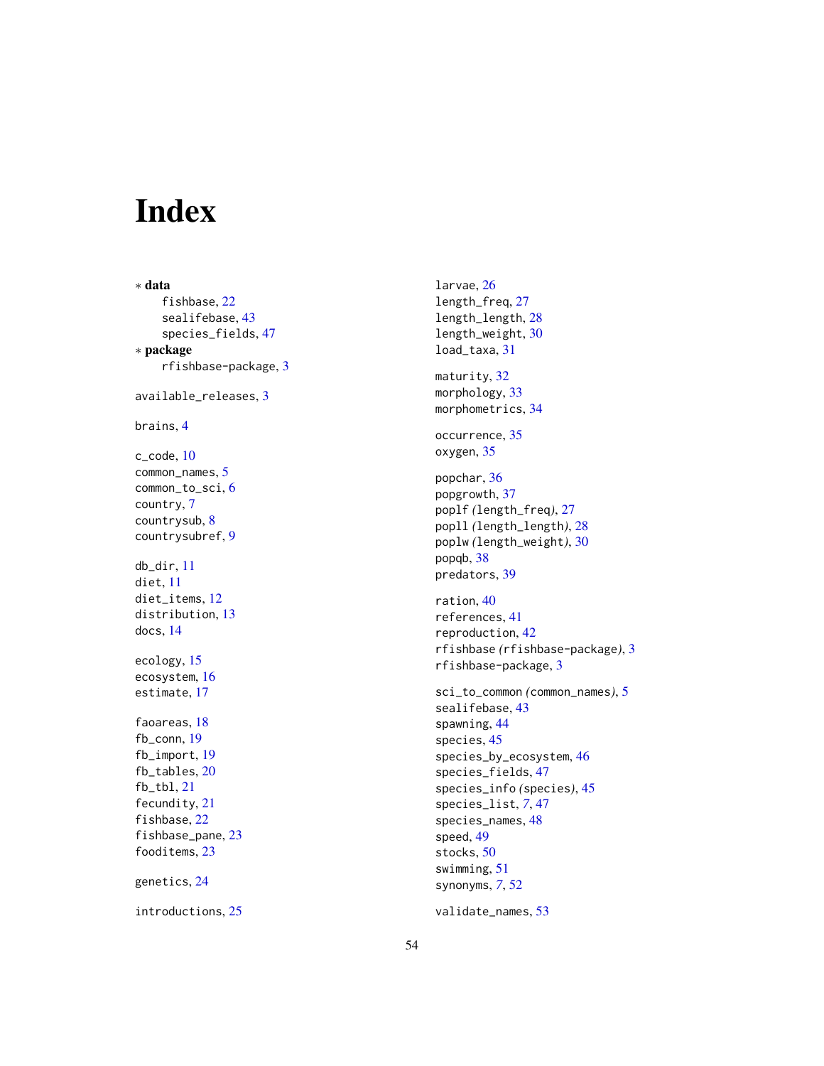# Index

∗ **data**
  fishbase, 22
  sealifebase, 43
  species_fields, 47

∗ **package**
  rfishbase-package, 3

available_releases, 3

brains, 4

c_code, 10
common_names, 5
common_to_sci, 6
country, 7
countrysub, 8
countrysubref, 9

db_dir, 11
diet, 11
diet_items, 12
distribution, 13
docs, 14

ecology, 15
ecosystem, 16
estimate, 17

faoareas, 18
fb_conn, 19
fb_import, 19
fb_tables, 20
fb_tbl, 21
fecundity, 21
fishbase, 22
fishbase_pane, 23
fooditems, 23

genetics, 24

introductions, 25

larvae, 26
length_freq, 27
length_length, 28
length_weight, 30
load_taxa, 31

maturity, 32
morphology, 33
morphometrics, 34

occurrence, 35
oxygen, 35

popchar, 36
popgrowth, 37
poplf *(length_freq)*, 27
popll *(length_length)*, 28
poplw *(length_weight)*, 30
popqb, 38
predators, 39

ration, 40
references, 41
reproduction, 42
rfishbase *(rfishbase-package)*, 3
rfishbase-package, 3

sci_to_common *(common_names)*, 5
sealifebase, 43
spawning, 44
species, 45
species_by_ecosystem, 46
species_fields, 47
species_info *(species)*, 45
species_list, *7*, 47
species_names, 48
speed, 49
stocks, 50
swimming, 51
synonyms, *7*, 52

validate_names, 53